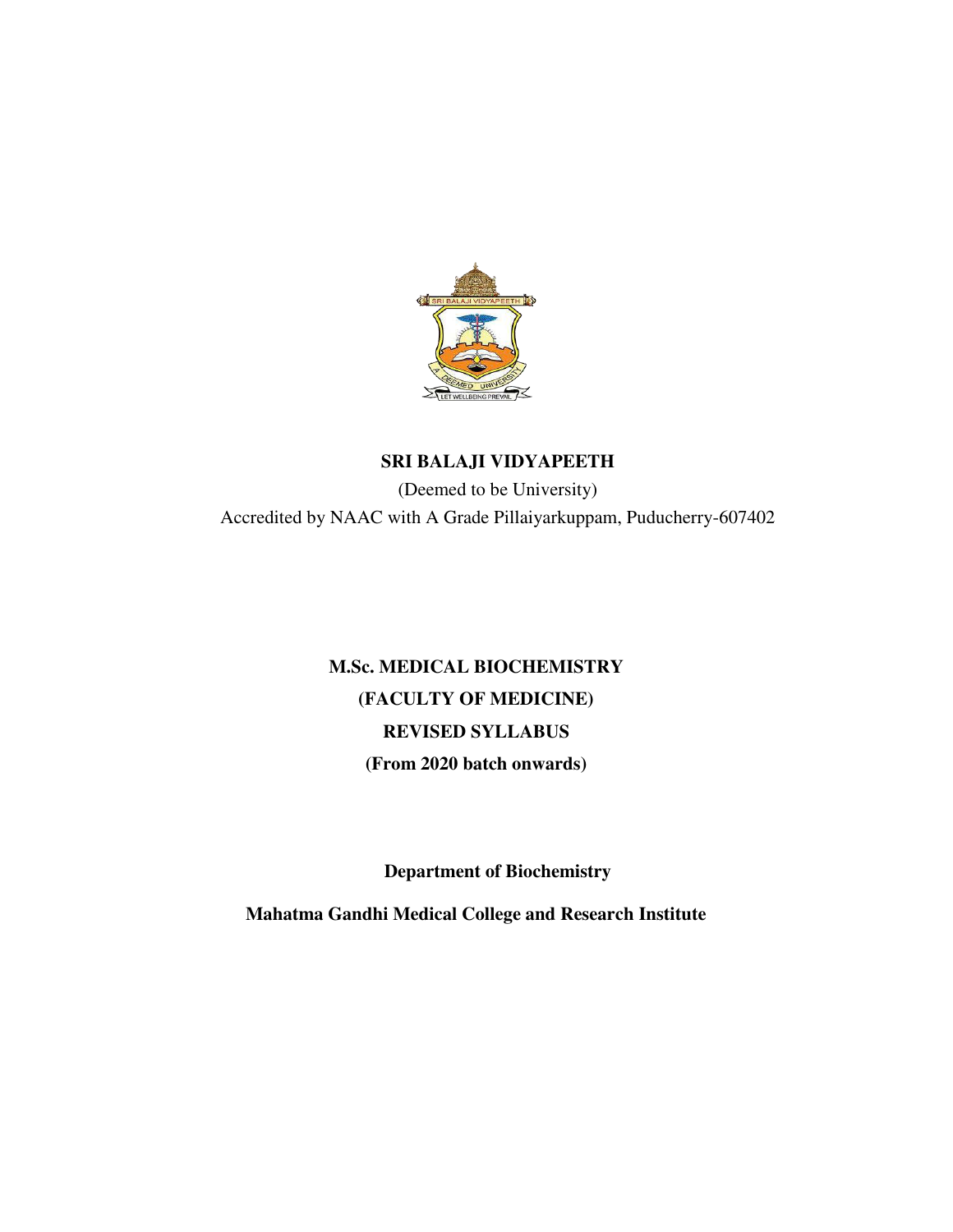**SRI BALAJI VIDYAPEETH**

(Deemed to be University)

Accredited by NAAC with A Grade Pillaiyarkuppam, Puducherry-607402

# M.Sc. MEDICAL BIOCHEMISTRY

**(FACULTY OF MEDICINE)**

**REVISED SYLLABUS**

**(From 2020 batch onwards)**

**Department of Biochemistry**

**Mahatma Gandhi Medical College and Research Institute**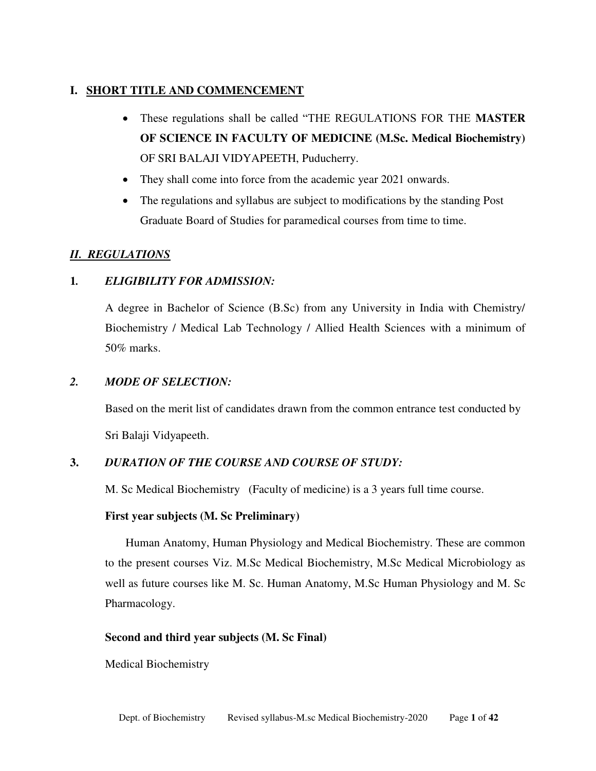## I. SHORT TITLE AND COMMENCEMENT

- These regulations shall be called "THE REGULATIONS FOR THE **MASTER OF SCIENCE IN FACULTY OF MEDICINE (M.Sc. Medical Biochemistry)** OF SRI BALAJI VIDYAPEETH, Puducherry.
- They shall come into force from the academic year 2021 onwards.
- The regulations and syllabus are subject to modifications by the standing Post Graduate Board of Studies for paramedical courses from time to time.

## *II. REGULATIONS*

### 1. *ELIGIBILITY FOR ADMISSION:*

A degree in Bachelor of Science (B.Sc) from any University in India with Chemistry/ Biochemistry / Medical Lab Technology / Allied Health Sciences with a minimum of 50% marks.

### 2. *MODE OF SELECTION:*

Based on the merit list of candidates drawn from the common entrance test conducted by Sri Balaji Vidyapeeth.

### 3. *DURATION OF THE COURSE AND COURSE OF STUDY:*

M. Sc Medical Biochemistry (Faculty of medicine) is a 3 years full time course.

**First year subjects (M. Sc Preliminary)**

Human Anatomy, Human Physiology and Medical Biochemistry. These are common to the present courses Viz. M.Sc Medical Biochemistry, M.Sc Medical Microbiology as well as future courses like M. Sc. Human Anatomy, M.Sc Human Physiology and M. Sc Pharmacology.

**Second and third year subjects (M. Sc Final)**

Medical Biochemistry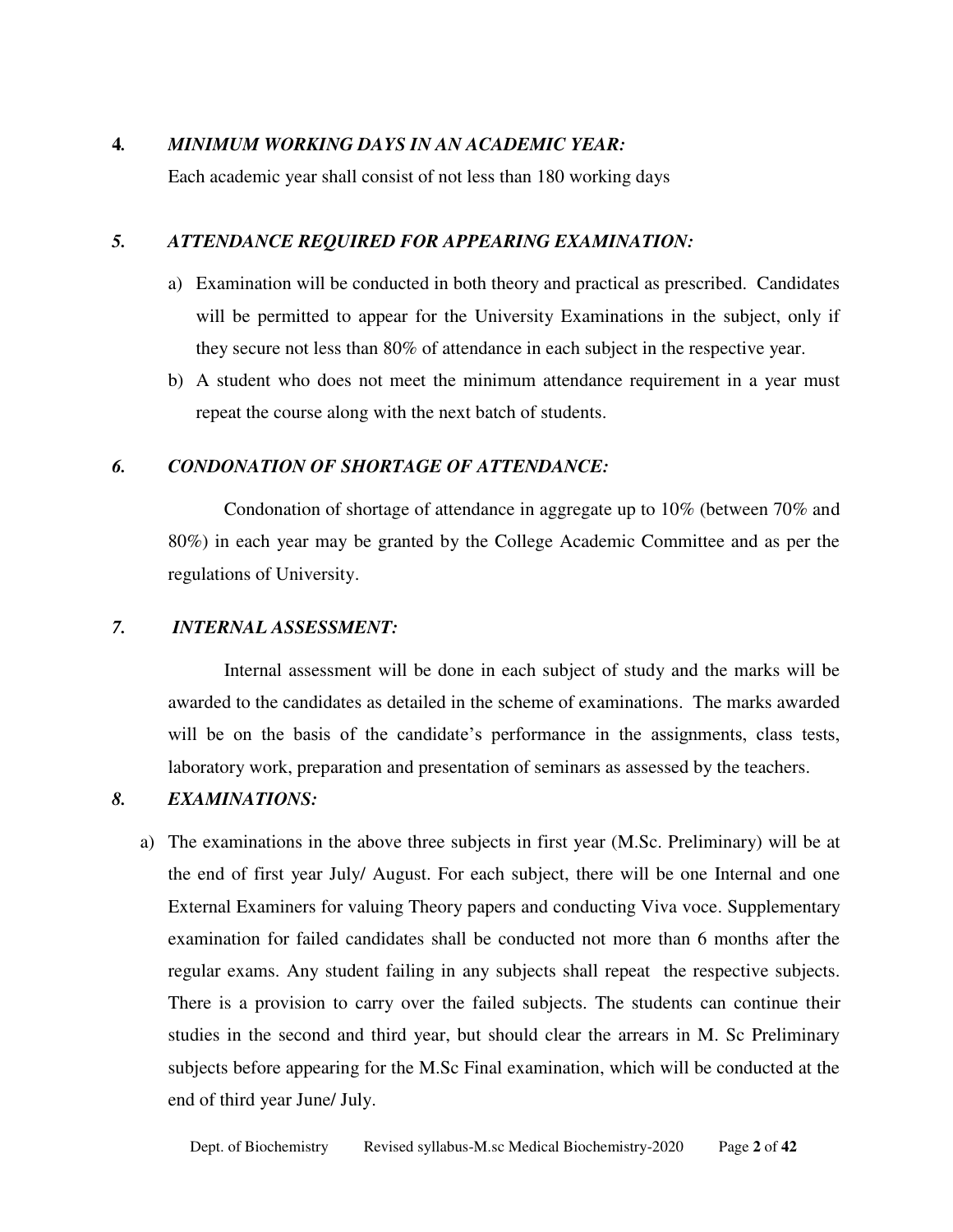**4.** ***MINIMUM WORKING DAYS IN AN ACADEMIC YEAR:***

Each academic year shall consist of not less than 180 working days

***5. ATTENDANCE REQUIRED FOR APPEARING EXAMINATION:***

a) Examination will be conducted in both theory and practical as prescribed. Candidates will be permitted to appear for the University Examinations in the subject, only if they secure not less than 80% of attendance in each subject in the respective year.

b) A student who does not meet the minimum attendance requirement in a year must repeat the course along with the next batch of students.

***6. CONDONATION OF SHORTAGE OF ATTENDANCE:***

Condonation of shortage of attendance in aggregate up to 10% (between 70% and 80%) in each year may be granted by the College Academic Committee and as per the regulations of University.

***7. INTERNAL ASSESSMENT:***

Internal assessment will be done in each subject of study and the marks will be awarded to the candidates as detailed in the scheme of examinations. The marks awarded will be on the basis of the candidate's performance in the assignments, class tests, laboratory work, preparation and presentation of seminars as assessed by the teachers.

***8. EXAMINATIONS:***

a) The examinations in the above three subjects in first year (M.Sc. Preliminary) will be at the end of first year July/ August. For each subject, there will be one Internal and one External Examiners for valuing Theory papers and conducting Viva voce. Supplementary examination for failed candidates shall be conducted not more than 6 months after the regular exams. Any student failing in any subjects shall repeat the respective subjects. There is a provision to carry over the failed subjects. The students can continue their studies in the second and third year, but should clear the arrears in M. Sc Preliminary subjects before appearing for the M.Sc Final examination, which will be conducted at the end of third year June/ July.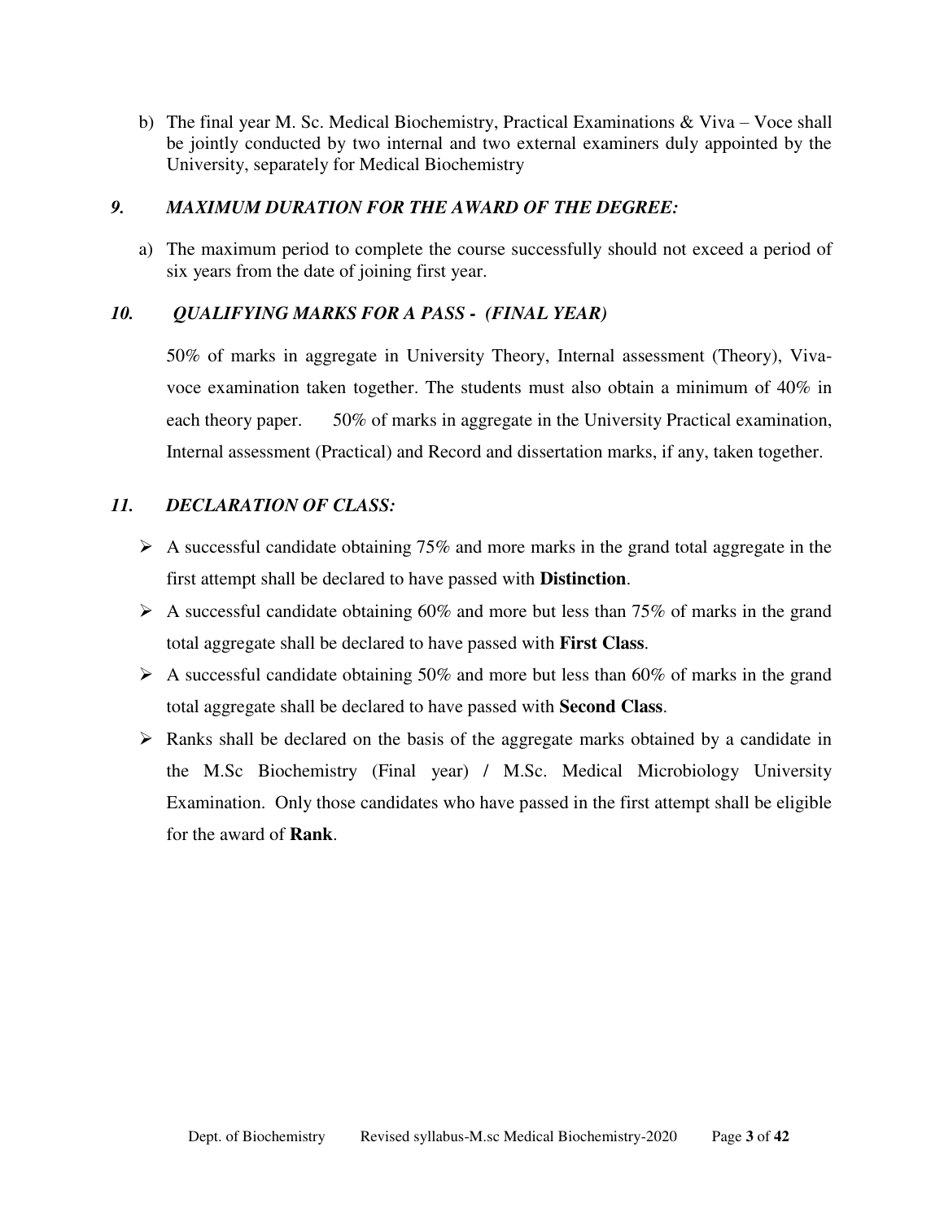b) The final year M. Sc. Medical Biochemistry, Practical Examinations & Viva – Voce shall be jointly conducted by two internal and two external examiners duly appointed by the University, separately for Medical Biochemistry

### *9. MAXIMUM DURATION FOR THE AWARD OF THE DEGREE:*

a) The maximum period to complete the course successfully should not exceed a period of six years from the date of joining first year.

### *10. QUALIFYING MARKS FOR A PASS - (FINAL YEAR)*

50% of marks in aggregate in University Theory, Internal assessment (Theory), Viva-voce examination taken together. The students must also obtain a minimum of 40% in each theory paper. 50% of marks in aggregate in the University Practical examination, Internal assessment (Practical) and Record and dissertation marks, if any, taken together.

### *11. DECLARATION OF CLASS:*

- A successful candidate obtaining 75% and more marks in the grand total aggregate in the first attempt shall be declared to have passed with **Distinction**.
- A successful candidate obtaining 60% and more but less than 75% of marks in the grand total aggregate shall be declared to have passed with **First Class**.
- A successful candidate obtaining 50% and more but less than 60% of marks in the grand total aggregate shall be declared to have passed with **Second Class**.
- Ranks shall be declared on the basis of the aggregate marks obtained by a candidate in the M.Sc Biochemistry (Final year) / M.Sc. Medical Microbiology University Examination. Only those candidates who have passed in the first attempt shall be eligible for the award of **Rank**.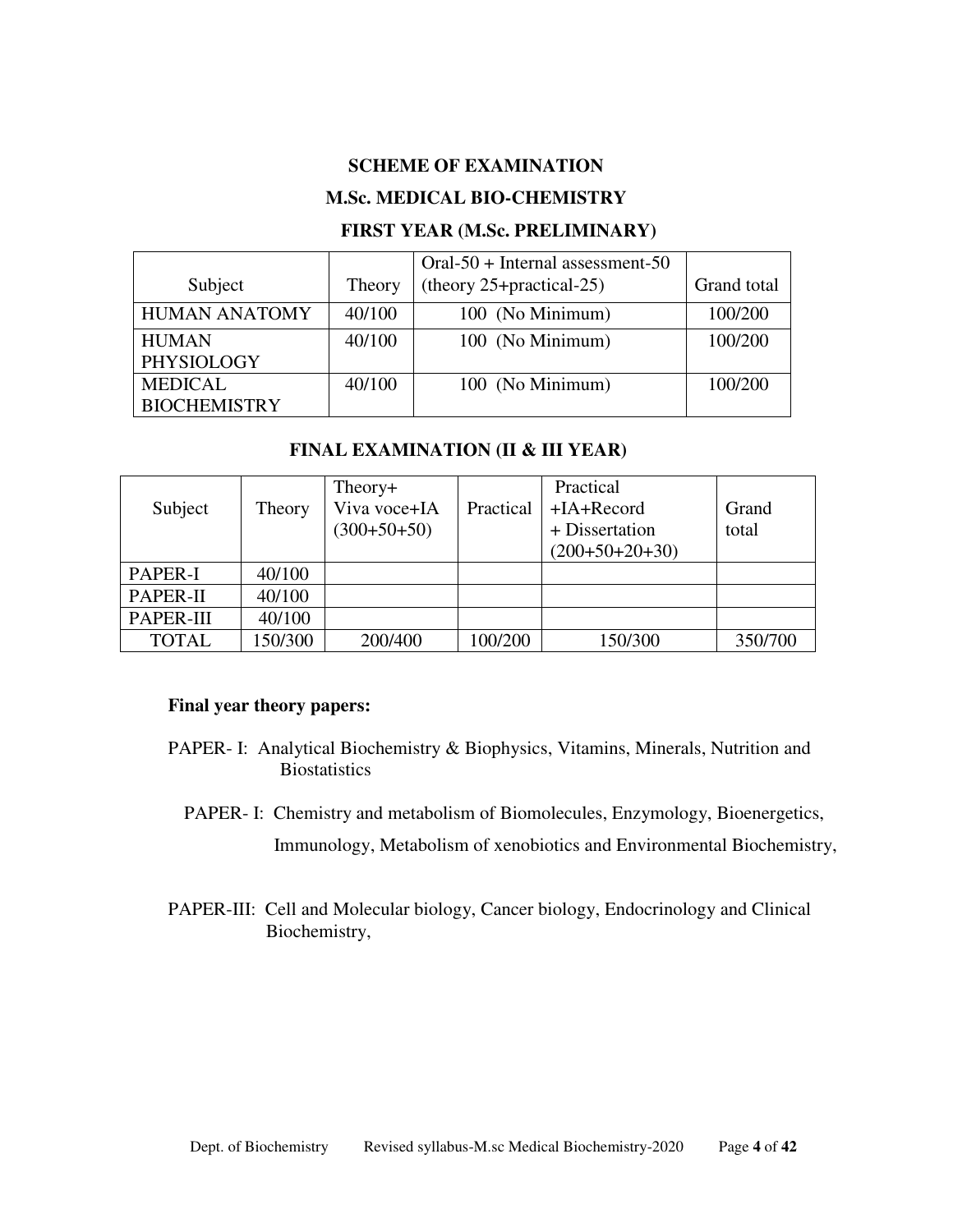**SCHEME OF EXAMINATION**

**M.Sc. MEDICAL BIO-CHEMISTRY**

**FIRST YEAR (M.Sc. PRELIMINARY)**

| Subject | Theory | Oral-50 + Internal assessment-50 (theory 25+practical-25) | Grand total |
|---|---|---|---|
| HUMAN ANATOMY | 40/100 | 100 (No Minimum) | 100/200 |
| HUMAN PHYSIOLOGY | 40/100 | 100 (No Minimum) | 100/200 |
| MEDICAL BIOCHEMISTRY | 40/100 | 100 (No Minimum) | 100/200 |

**FINAL EXAMINATION (II & III YEAR)**

| Subject | Theory | Theory+ Viva voce+IA (300+50+50) | Practical | Practical +IA+Record + Dissertation (200+50+20+30) | Grand total |
|---|---|---|---|---|---|
| PAPER-I | 40/100 | | | | |
| PAPER-II | 40/100 | | | | |
| PAPER-III | 40/100 | | | | |
| TOTAL | 150/300 | 200/400 | 100/200 | 150/300 | 350/700 |

**Final year theory papers:**

PAPER- I: Analytical Biochemistry & Biophysics, Vitamins, Minerals, Nutrition and Biostatistics

PAPER- I: Chemistry and metabolism of Biomolecules, Enzymology, Bioenergetics, Immunology, Metabolism of xenobiotics and Environmental Biochemistry,

PAPER-III: Cell and Molecular biology, Cancer biology, Endocrinology and Clinical Biochemistry,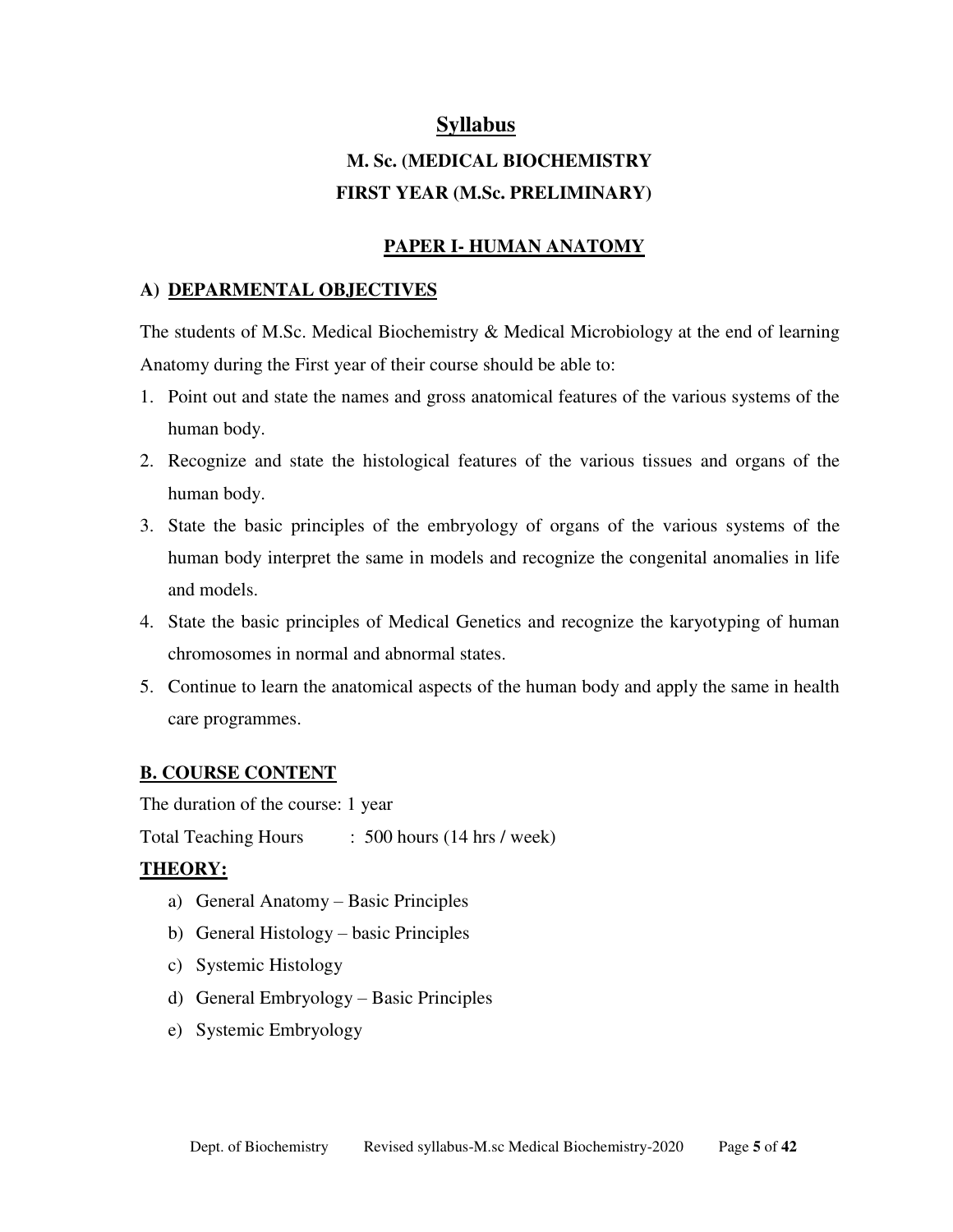# Syllabus

## M. Sc. (MEDICAL BIOCHEMISTRY

## FIRST YEAR (M.Sc. PRELIMINARY)

### PAPER I- HUMAN ANATOMY

### A) DEPARMENTAL OBJECTIVES

The students of M.Sc. Medical Biochemistry & Medical Microbiology at the end of learning Anatomy during the First year of their course should be able to:

1. Point out and state the names and gross anatomical features of the various systems of the human body.
2. Recognize and state the histological features of the various tissues and organs of the human body.
3. State the basic principles of the embryology of organs of the various systems of the human body interpret the same in models and recognize the congenital anomalies in life and models.
4. State the basic principles of Medical Genetics and recognize the karyotyping of human chromosomes in normal and abnormal states.
5. Continue to learn the anatomical aspects of the human body and apply the same in health care programmes.

### B. COURSE CONTENT

The duration of the course: 1 year

Total Teaching Hours : 500 hours (14 hrs / week)

**THEORY:**

a) General Anatomy – Basic Principles
b) General Histology – basic Principles
c) Systemic Histology
d) General Embryology – Basic Principles
e) Systemic Embryology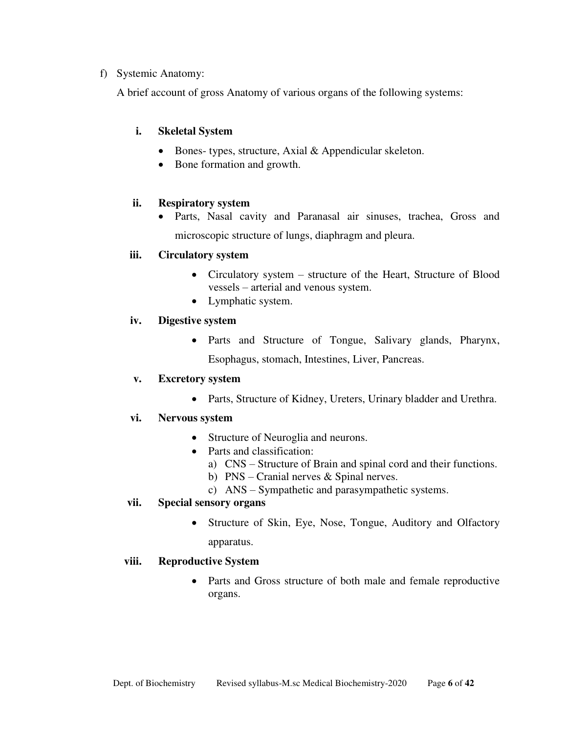f) Systemic Anatomy:

A brief account of gross Anatomy of various organs of the following systems:

**i. Skeletal System**

- Bones- types, structure, Axial & Appendicular skeleton.
- Bone formation and growth.

**ii. Respiratory system**

- Parts, Nasal cavity and Paranasal air sinuses, trachea, Gross and microscopic structure of lungs, diaphragm and pleura.

**iii. Circulatory system**

- Circulatory system – structure of the Heart, Structure of Blood vessels – arterial and venous system.
- Lymphatic system.

**iv. Digestive system**

- Parts and Structure of Tongue, Salivary glands, Pharynx, Esophagus, stomach, Intestines, Liver, Pancreas.

**v. Excretory system**

- Parts, Structure of Kidney, Ureters, Urinary bladder and Urethra.

**vi. Nervous system**

- Structure of Neuroglia and neurons.
- Parts and classification:
  a) CNS – Structure of Brain and spinal cord and their functions.
  b) PNS – Cranial nerves & Spinal nerves.
  c) ANS – Sympathetic and parasympathetic systems.

**vii. Special sensory organs**

- Structure of Skin, Eye, Nose, Tongue, Auditory and Olfactory apparatus.

**viii. Reproductive System**

- Parts and Gross structure of both male and female reproductive organs.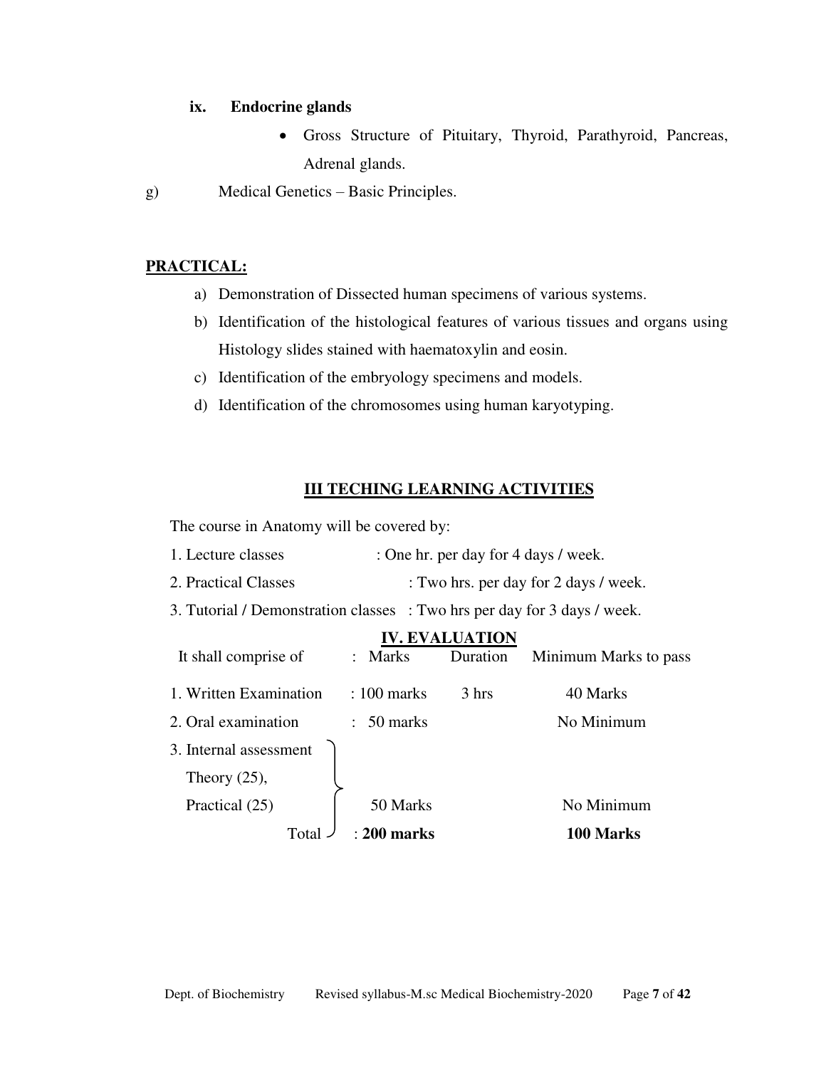**ix. Endocrine glands**

- Gross Structure of Pituitary, Thyroid, Parathyroid, Pancreas, Adrenal glands.

g) Medical Genetics – Basic Principles.

**PRACTICAL:**

a) Demonstration of Dissected human specimens of various systems.
b) Identification of the histological features of various tissues and organs using Histology slides stained with haematoxylin and eosin.
c) Identification of the embryology specimens and models.
d) Identification of the chromosomes using human karyotyping.

## III TECHING LEARNING ACTIVITIES

The course in Anatomy will be covered by:

1. Lecture classes : One hr. per day for 4 days / week.
2. Practical Classes : Two hrs. per day for 2 days / week.
3. Tutorial / Demonstration classes : Two hrs per day for 3 days / week.

## IV. EVALUATION

| It shall comprise of | Marks | Duration | Minimum Marks to pass |
|---|---|---|---|
| 1. Written Examination | 100 marks | 3 hrs | 40 Marks |
| 2. Oral examination | 50 marks | | No Minimum |
| 3. Internal assessment Theory (25), Practical (25) | 50 Marks | | No Minimum |
| Total | **200 marks** | | **100 Marks** |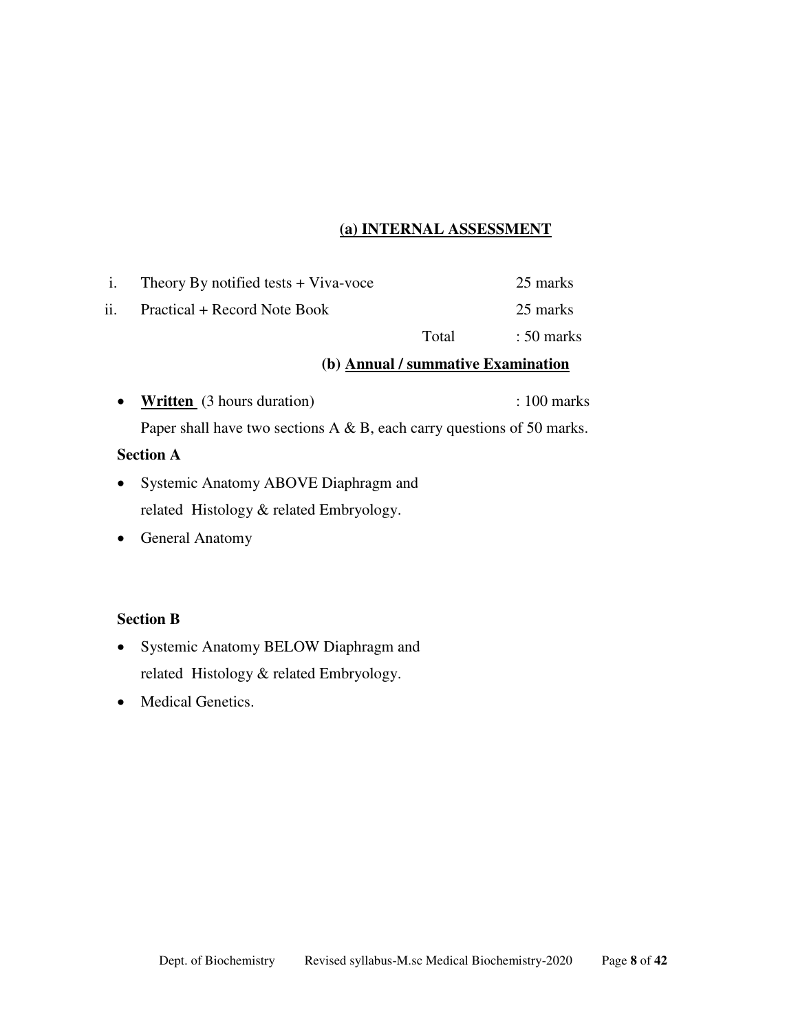## (a) INTERNAL ASSESSMENT

| | | | |
|---|---|---|---|
| i. | Theory By notified tests + Viva-voce | | 25 marks |
| ii. | Practical + Record Note Book | | 25 marks |
| | | Total | : 50 marks |

## (b) Annual / summative Examination

- **Written** (3 hours duration) : 100 marks

  Paper shall have two sections A & B, each carry questions of 50 marks.

**Section A**

- Systemic Anatomy ABOVE Diaphragm and related Histology & related Embryology.
- General Anatomy

**Section B**

- Systemic Anatomy BELOW Diaphragm and related Histology & related Embryology.
- Medical Genetics.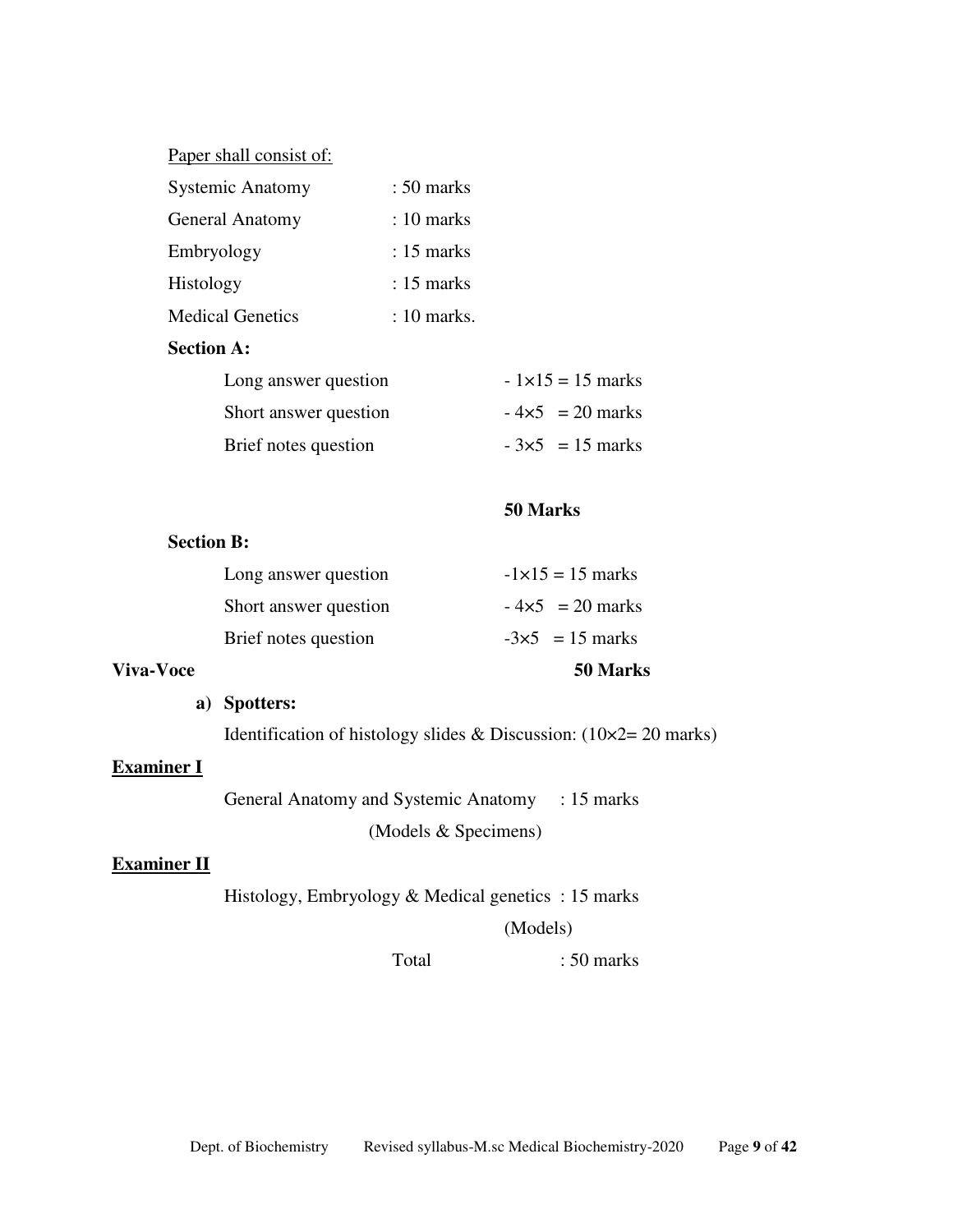<u>Paper shall consist of:</u>

| | |
|---|---|
| Systemic Anatomy | : 50 marks |
| General Anatomy | : 10 marks |
| Embryology | : 15 marks |
| Histology | : 15 marks |
| Medical Genetics | : 10 marks. |

**Section A:**

| | |
|---|---|
| Long answer question | - 1×15 = 15 marks |
| Short answer question | - 4×5 = 20 marks |
| Brief notes question | - 3×5 = 15 marks |

**50 Marks**

**Section B:**

| | |
|---|---|
| Long answer question | -1×15 = 15 marks |
| Short answer question | - 4×5 = 20 marks |
| Brief notes question | -3×5 = 15 marks |

**Viva-Voce** **50 Marks**

a) **Spotters:**

Identification of histology slides & Discussion: (10×2= 20 marks)

<u>**Examiner I**</u>

General Anatomy and Systemic Anatomy : 15 marks

(Models & Specimens)

<u>**Examiner II**</u>

Histology, Embryology & Medical genetics : 15 marks

(Models)

Total : 50 marks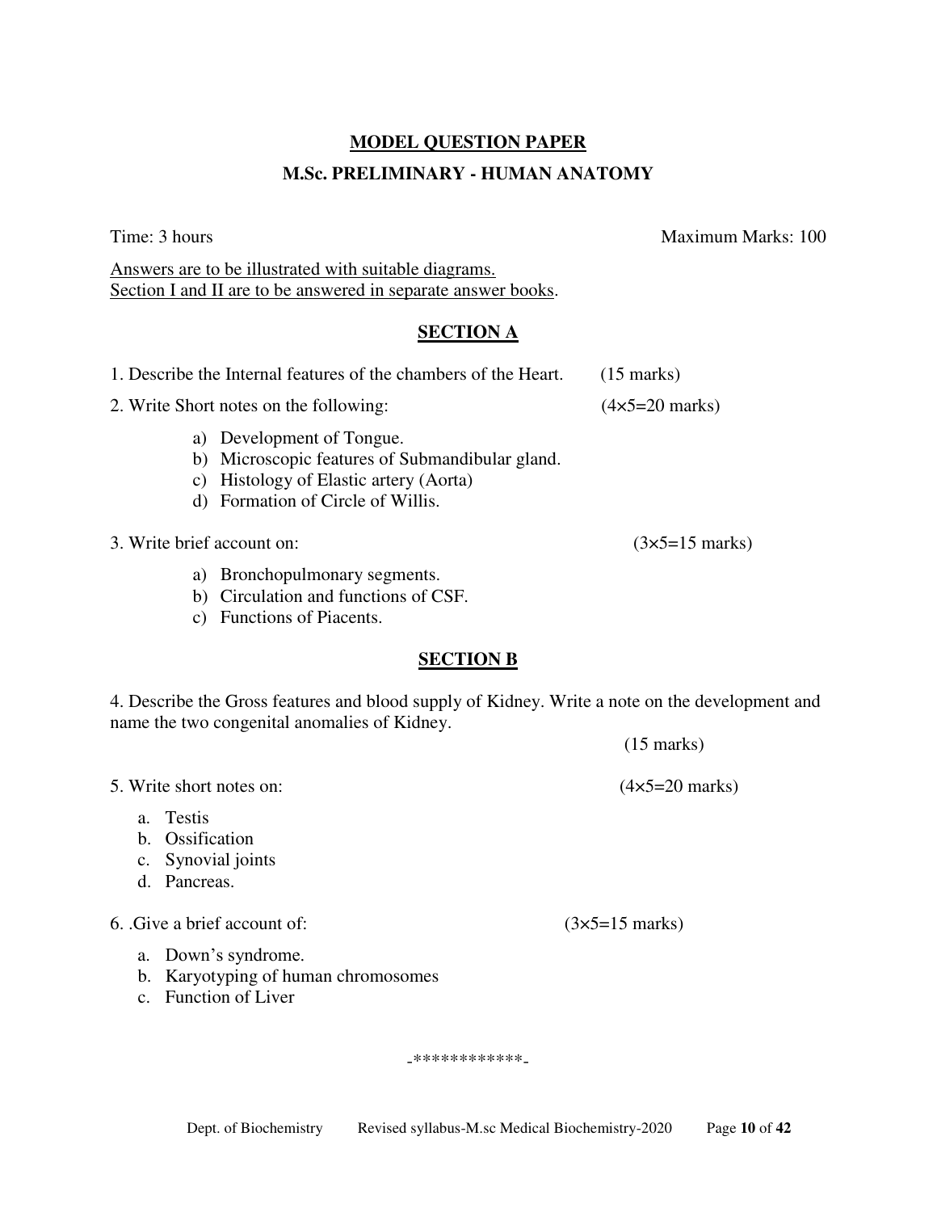# MODEL QUESTION PAPER

## M.Sc. PRELIMINARY - HUMAN ANATOMY

Time: 3 hours　　　　　　　　　　　　　　　　　　　　　　Maximum Marks: 100

Answers are to be illustrated with suitable diagrams.
Section I and II are to be answered in separate answer books.

### SECTION A

1. Describe the Internal features of the chambers of the Heart. (15 marks)

2. Write Short notes on the following: (4×5=20 marks)

   a) Development of Tongue.
   b) Microscopic features of Submandibular gland.
   c) Histology of Elastic artery (Aorta)
   d) Formation of Circle of Willis.

3. Write brief account on: (3×5=15 marks)

   a) Bronchopulmonary segments.
   b) Circulation and functions of CSF.
   c) Functions of Piacents.

### SECTION B

4. Describe the Gross features and blood supply of Kidney. Write a note on the development and name the two congenital anomalies of Kidney.

   (15 marks)

5. Write short notes on: (4×5=20 marks)

   a. Testis
   b. Ossification
   c. Synovial joints
   d. Pancreas.

6. .Give a brief account of: (3×5=15 marks)

   a. Down's syndrome.
   b. Karyotyping of human chromosomes
   c. Function of Liver

-************-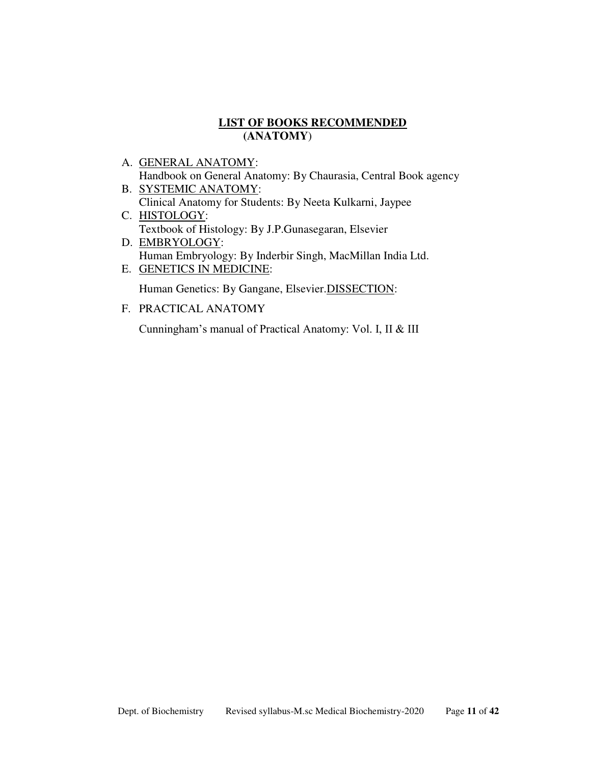# LIST OF BOOKS RECOMMENDED
## (ANATOMY)

A. GENERAL ANATOMY:
   Handbook on General Anatomy: By Chaurasia, Central Book agency

B. SYSTEMIC ANATOMY:
   Clinical Anatomy for Students: By Neeta Kulkarni, Jaypee

C. HISTOLOGY:
   Textbook of Histology: By J.P.Gunasegaran, Elsevier

D. EMBRYOLOGY:
   Human Embryology: By Inderbir Singh, MacMillan India Ltd.

E. GENETICS IN MEDICINE:

   Human Genetics: By Gangane, Elsevier.DISSECTION:

F. PRACTICAL ANATOMY

   Cunningham's manual of Practical Anatomy: Vol. I, II & III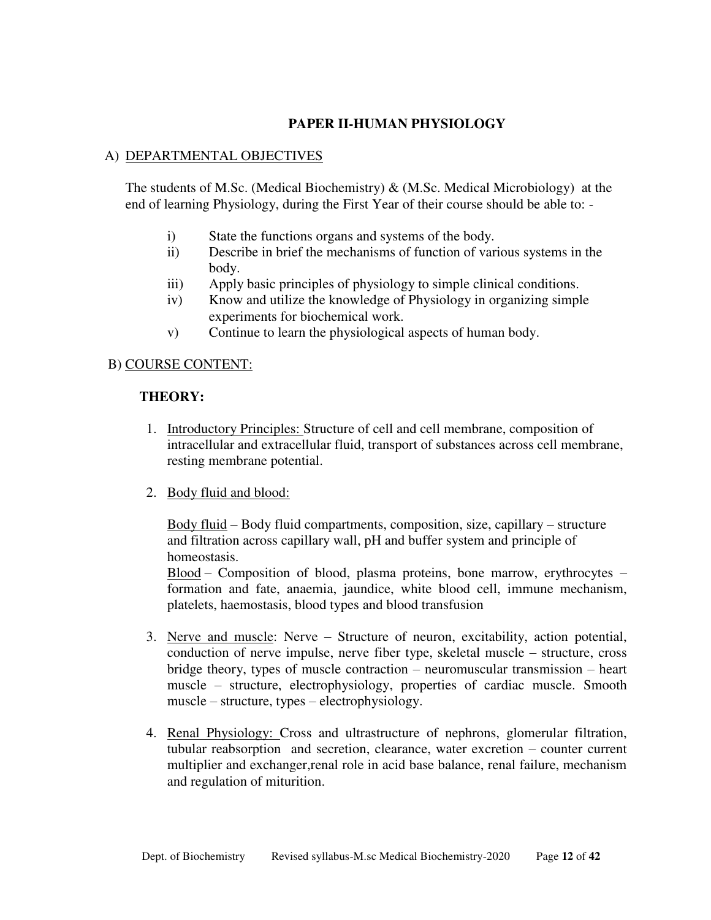## PAPER II-HUMAN PHYSIOLOGY

A) DEPARTMENTAL OBJECTIVES

The students of M.Sc. (Medical Biochemistry) & (M.Sc. Medical Microbiology) at the end of learning Physiology, during the First Year of their course should be able to: -

i) State the functions organs and systems of the body.
ii) Describe in brief the mechanisms of function of various systems in the body.
iii) Apply basic principles of physiology to simple clinical conditions.
iv) Know and utilize the knowledge of Physiology in organizing simple experiments for biochemical work.
v) Continue to learn the physiological aspects of human body.

B) COURSE CONTENT:

**THEORY:**

1. Introductory Principles: Structure of cell and cell membrane, composition of intracellular and extracellular fluid, transport of substances across cell membrane, resting membrane potential.

2. Body fluid and blood:

   Body fluid – Body fluid compartments, composition, size, capillary – structure and filtration across capillary wall, pH and buffer system and principle of homeostasis.
   Blood – Composition of blood, plasma proteins, bone marrow, erythrocytes – formation and fate, anaemia, jaundice, white blood cell, immune mechanism, platelets, haemostasis, blood types and blood transfusion

3. Nerve and muscle: Nerve – Structure of neuron, excitability, action potential, conduction of nerve impulse, nerve fiber type, skeletal muscle – structure, cross bridge theory, types of muscle contraction – neuromuscular transmission – heart muscle – structure, electrophysiology, properties of cardiac muscle. Smooth muscle – structure, types – electrophysiology.

4. Renal Physiology: Cross and ultrastructure of nephrons, glomerular filtration, tubular reabsorption and secretion, clearance, water excretion – counter current multiplier and exchanger,renal role in acid base balance, renal failure, mechanism and regulation of miturition.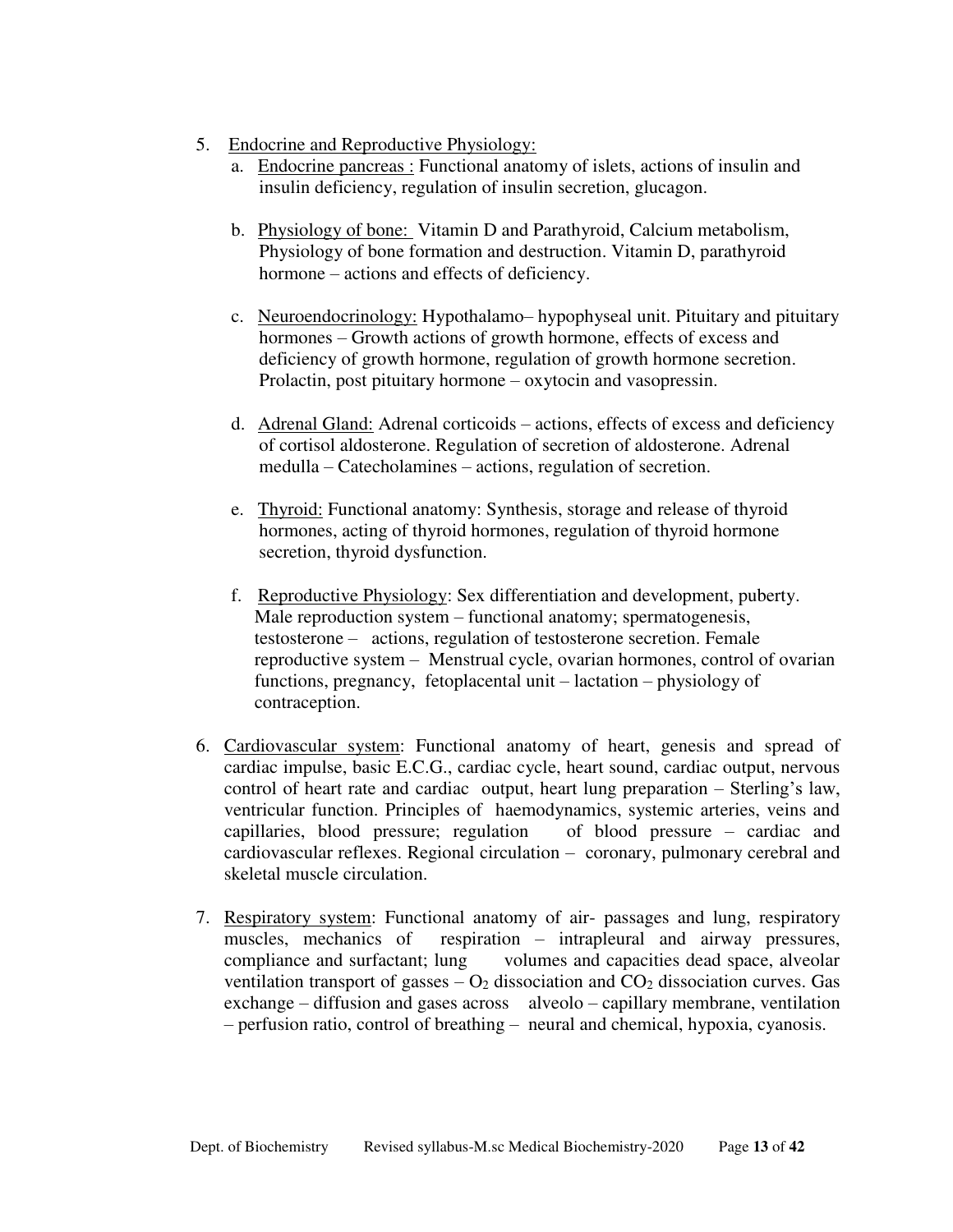5. <u>Endocrine and Reproductive Physiology:</u>
   a. <u>Endocrine pancreas :</u> Functional anatomy of islets, actions of insulin and insulin deficiency, regulation of insulin secretion, glucagon.

   b. <u>Physiology of bone:</u> Vitamin D and Parathyroid, Calcium metabolism, Physiology of bone formation and destruction. Vitamin D, parathyroid hormone – actions and effects of deficiency.

   c. <u>Neuroendocrinology:</u> Hypothalamo– hypophyseal unit. Pituitary and pituitary hormones – Growth actions of growth hormone, effects of excess and deficiency of growth hormone, regulation of growth hormone secretion. Prolactin, post pituitary hormone – oxytocin and vasopressin.

   d. <u>Adrenal Gland:</u> Adrenal corticoids – actions, effects of excess and deficiency of cortisol aldosterone. Regulation of secretion of aldosterone. Adrenal medulla – Catecholamines – actions, regulation of secretion.

   e. <u>Thyroid:</u> Functional anatomy: Synthesis, storage and release of thyroid hormones, acting of thyroid hormones, regulation of thyroid hormone secretion, thyroid dysfunction.

   f. <u>Reproductive Physiology</u>: Sex differentiation and development, puberty. Male reproduction system – functional anatomy; spermatogenesis, testosterone – actions, regulation of testosterone secretion. Female reproductive system – Menstrual cycle, ovarian hormones, control of ovarian functions, pregnancy, fetoplacental unit – lactation – physiology of contraception.

6. <u>Cardiovascular system</u>: Functional anatomy of heart, genesis and spread of cardiac impulse, basic E.C.G., cardiac cycle, heart sound, cardiac output, nervous control of heart rate and cardiac output, heart lung preparation – Sterling's law, ventricular function. Principles of haemodynamics, systemic arteries, veins and capillaries, blood pressure; regulation of blood pressure – cardiac and cardiovascular reflexes. Regional circulation – coronary, pulmonary cerebral and skeletal muscle circulation.

7. <u>Respiratory system</u>: Functional anatomy of air- passages and lung, respiratory muscles, mechanics of respiration – intrapleural and airway pressures, compliance and surfactant; lung volumes and capacities dead space, alveolar ventilation transport of gasses – $O_2$ dissociation and $CO_2$ dissociation curves. Gas exchange – diffusion and gases across alveolo – capillary membrane, ventilation – perfusion ratio, control of breathing – neural and chemical, hypoxia, cyanosis.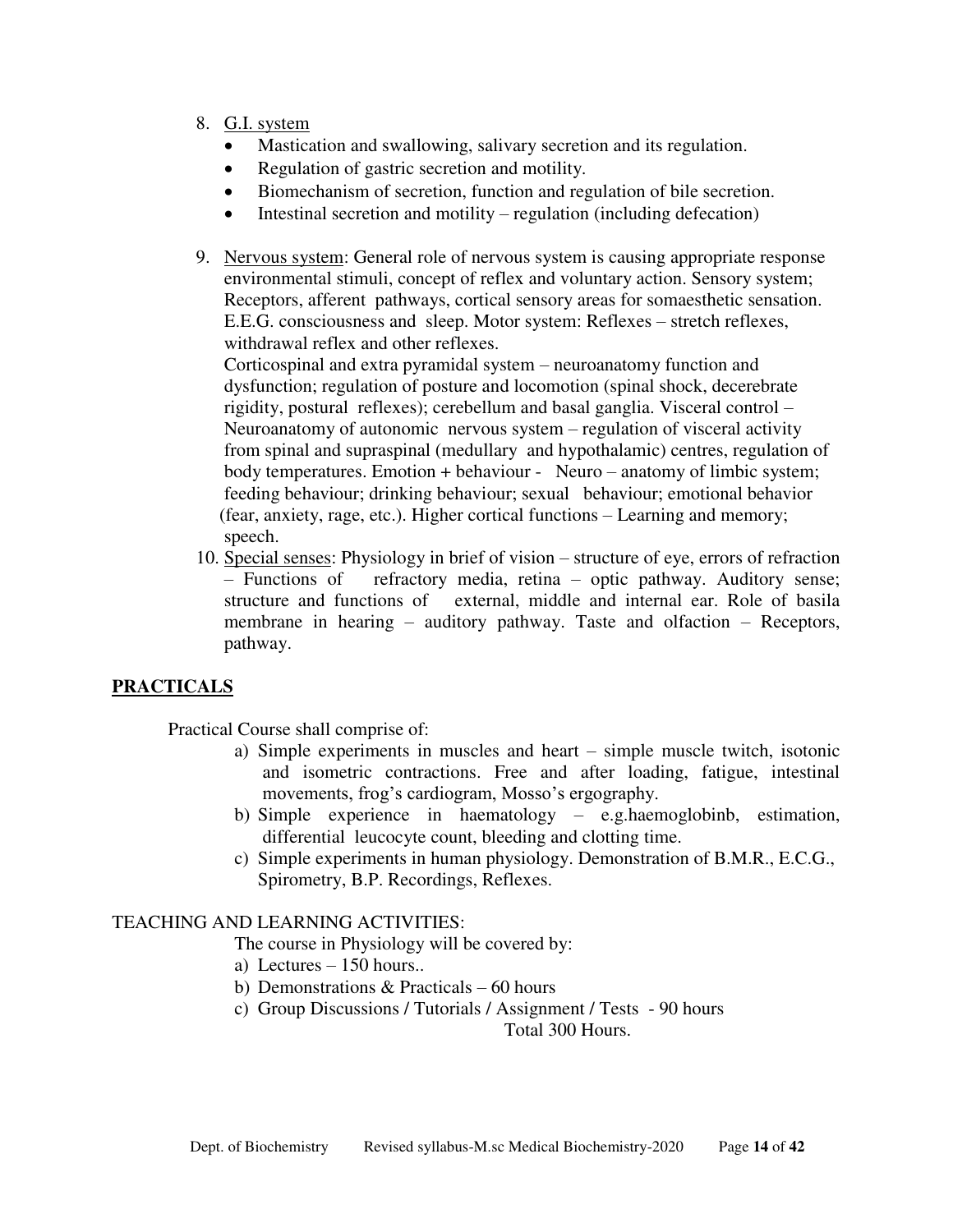8. <u>G.I. system</u>
   - Mastication and swallowing, salivary secretion and its regulation.
   - Regulation of gastric secretion and motility.
   - Biomechanism of secretion, function and regulation of bile secretion.
   - Intestinal secretion and motility – regulation (including defecation)

9. <u>Nervous system</u>: General role of nervous system is causing appropriate response environmental stimuli, concept of reflex and voluntary action. Sensory system; Receptors, afferent pathways, cortical sensory areas for somaesthetic sensation. E.E.G. consciousness and sleep. Motor system: Reflexes – stretch reflexes, withdrawal reflex and other reflexes.
   Corticospinal and extra pyramidal system – neuroanatomy function and dysfunction; regulation of posture and locomotion (spinal shock, decerebrate rigidity, postural reflexes); cerebellum and basal ganglia. Visceral control – Neuroanatomy of autonomic nervous system – regulation of visceral activity from spinal and supraspinal (medullary and hypothalamic) centres, regulation of body temperatures. Emotion + behaviour - Neuro – anatomy of limbic system; feeding behaviour; drinking behaviour; sexual behaviour; emotional behavior (fear, anxiety, rage, etc.). Higher cortical functions – Learning and memory; speech.

10. <u>Special senses</u>: Physiology in brief of vision – structure of eye, errors of refraction – Functions of refractory media, retina – optic pathway. Auditory sense; structure and functions of external, middle and internal ear. Role of basila membrane in hearing – auditory pathway. Taste and olfaction – Receptors, pathway.

## PRACTICALS

Practical Course shall comprise of:

a) Simple experiments in muscles and heart – simple muscle twitch, isotonic and isometric contractions. Free and after loading, fatigue, intestinal movements, frog's cardiogram, Mosso's ergography.
b) Simple experience in haematology – e.g.haemoglobinb, estimation, differential leucocyte count, bleeding and clotting time.
c) Simple experiments in human physiology. Demonstration of B.M.R., E.C.G., Spirometry, B.P. Recordings, Reflexes.

TEACHING AND LEARNING ACTIVITIES:

The course in Physiology will be covered by:

a) Lectures – 150 hours..
b) Demonstrations & Practicals – 60 hours
c) Group Discussions / Tutorials / Assignment / Tests - 90 hours

Total 300 Hours.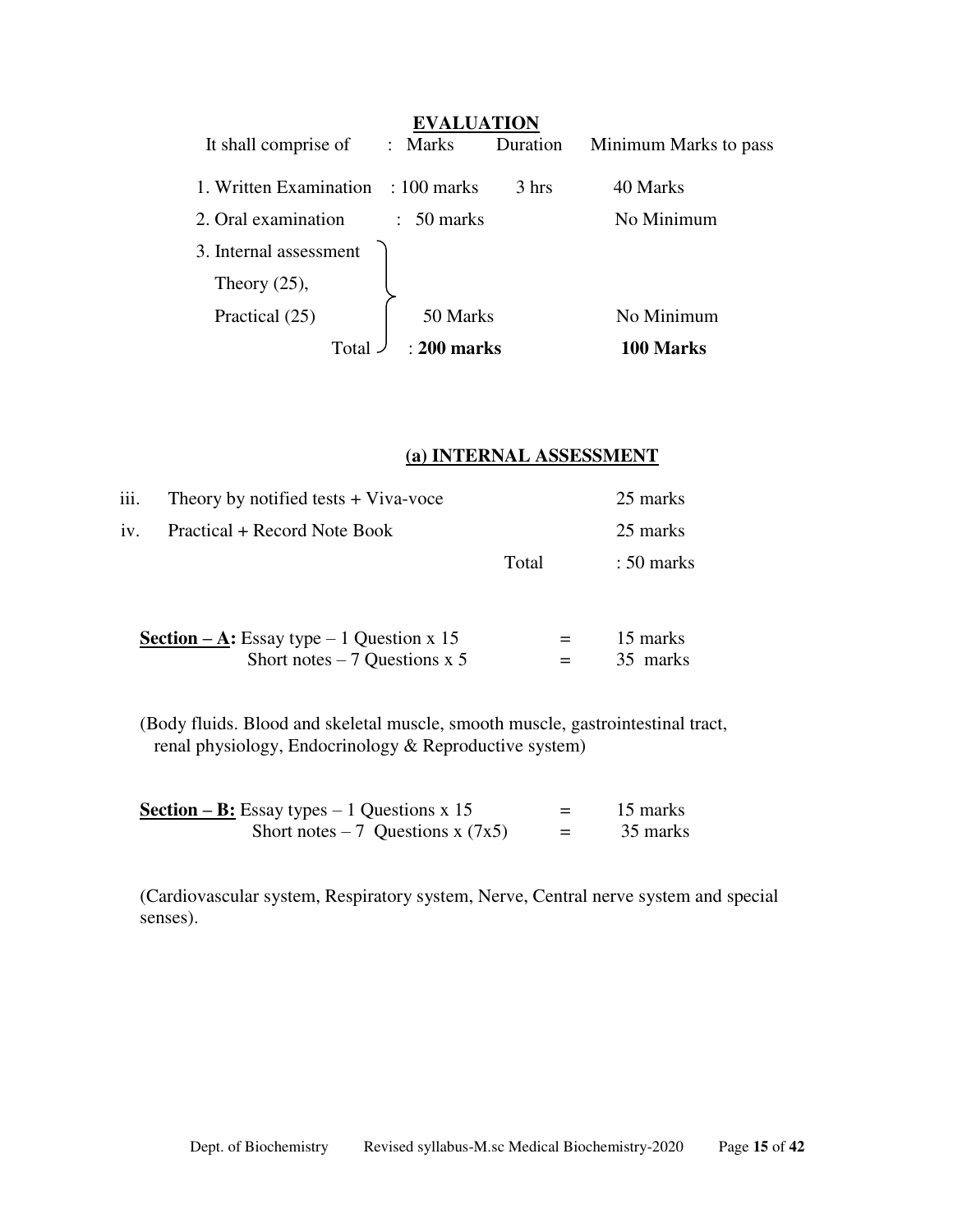## EVALUATION

| It shall comprise of | : Marks | Duration | Minimum Marks to pass |
|---|---|---|---|
| 1. Written Examination | : 100 marks | 3 hrs | 40 Marks |
| 2. Oral examination | : 50 marks | | No Minimum |
| 3. Internal assessment Theory (25), Practical (25) | 50 Marks | | No Minimum |
| Total | : **200 marks** | | **100 Marks** |

## (a) INTERNAL ASSESSMENT

| | | |
|---|---|---|
| iii. | Theory by notified tests + Viva-voce | 25 marks |
| iv. | Practical + Record Note Book | 25 marks |
| | Total | : 50 marks |

**<u>Section – A:</u>** Essay type – 1 Question x 15 = 15 marks
Short notes – 7 Questions x 5 = 35 marks

(Body fluids. Blood and skeletal muscle, smooth muscle, gastrointestinal tract, renal physiology, Endocrinology & Reproductive system)

**<u>Section – B:</u>** Essay types – 1 Questions x 15 = 15 marks
Short notes – 7 Questions x (7x5) = 35 marks

(Cardiovascular system, Respiratory system, Nerve, Central nerve system and special senses).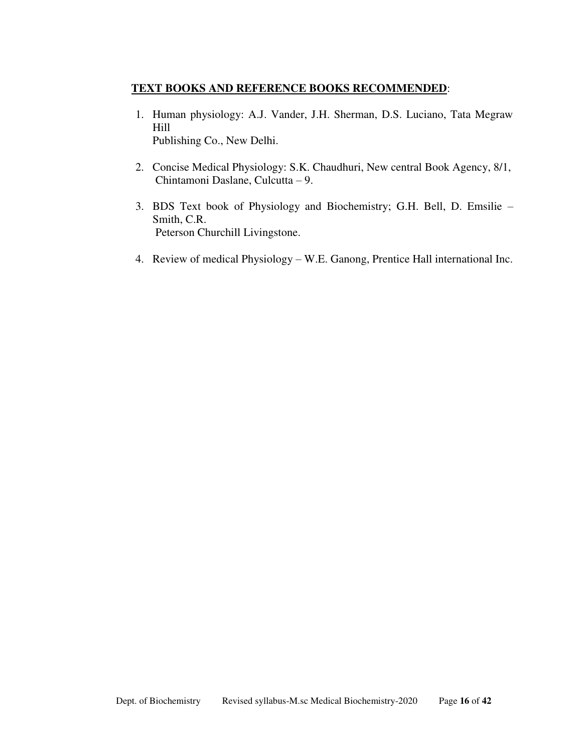**TEXT BOOKS AND REFERENCE BOOKS RECOMMENDED**:

1. Human physiology: A.J. Vander, J.H. Sherman, D.S. Luciano, Tata Megraw Hill Publishing Co., New Delhi.
2. Concise Medical Physiology: S.K. Chaudhuri, New central Book Agency, 8/1, Chintamoni Daslane, Culcutta – 9.
3. BDS Text book of Physiology and Biochemistry; G.H. Bell, D. Emsilie – Smith, C.R. Peterson Churchill Livingstone.
4. Review of medical Physiology – W.E. Ganong, Prentice Hall international Inc.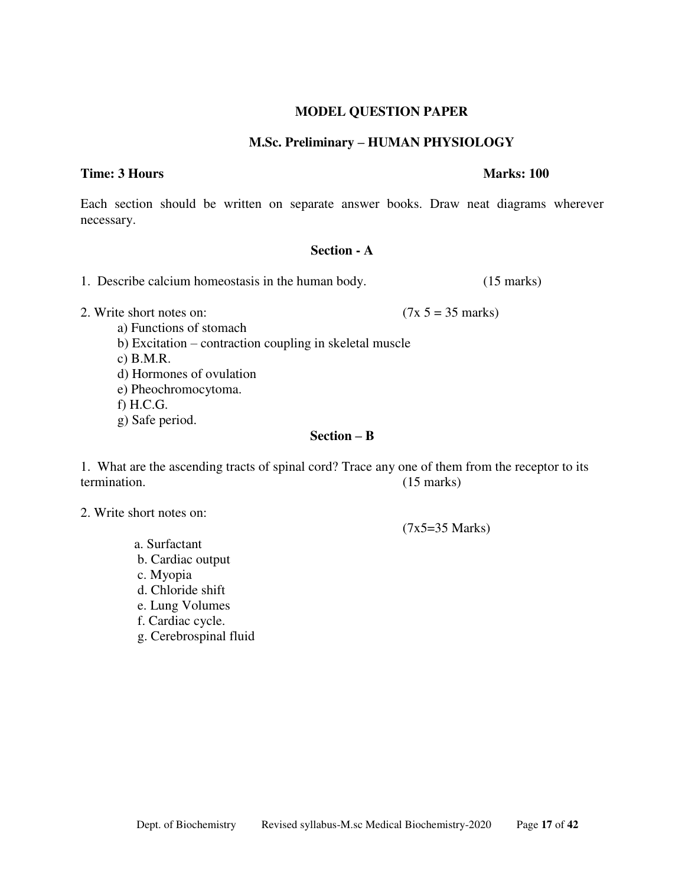# MODEL QUESTION PAPER

## M.Sc. Preliminary – HUMAN PHYSIOLOGY

**Time: 3 Hours** **Marks: 100**

Each section should be written on separate answer books. Draw neat diagrams wherever necessary.

### Section - A

1. Describe calcium homeostasis in the human body. (15 marks)

2. Write short notes on: (7x 5 = 35 marks)
   - a) Functions of stomach
   - b) Excitation – contraction coupling in skeletal muscle
   - c) B.M.R.
   - d) Hormones of ovulation
   - e) Pheochromocytoma.
   - f) H.C.G.
   - g) Safe period.

### Section – B

1. What are the ascending tracts of spinal cord? Trace any one of them from the receptor to its termination. (15 marks)

2. Write short notes on: (7x5=35 Marks)
   - a. Surfactant
   - b. Cardiac output
   - c. Myopia
   - d. Chloride shift
   - e. Lung Volumes
   - f. Cardiac cycle.
   - g. Cerebrospinal fluid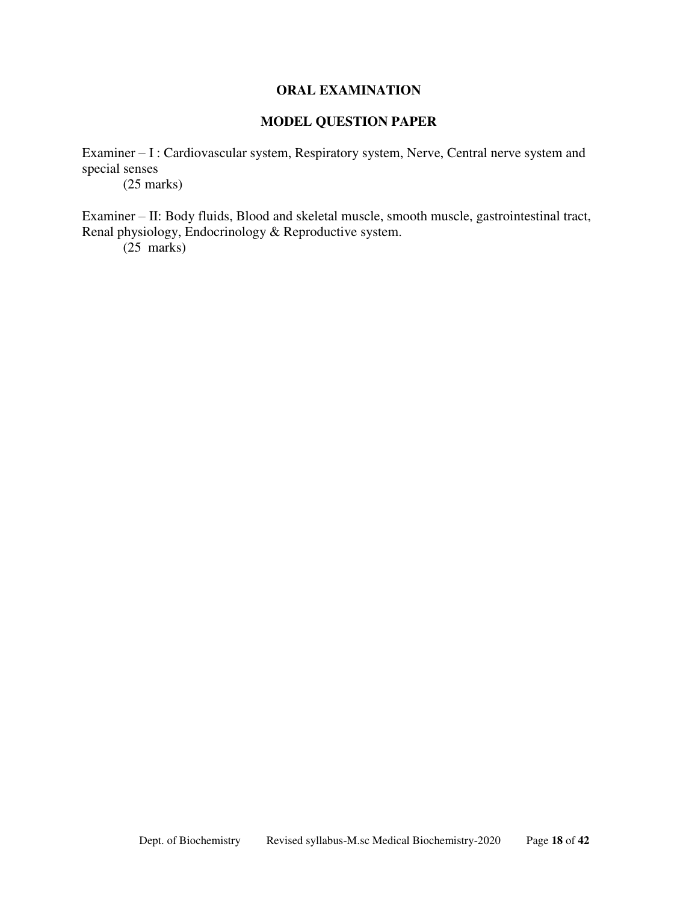## ORAL EXAMINATION

## MODEL QUESTION PAPER

Examiner – I : Cardiovascular system, Respiratory system, Nerve, Central nerve system and special senses

(25 marks)

Examiner – II: Body fluids, Blood and skeletal muscle, smooth muscle, gastrointestinal tract, Renal physiology, Endocrinology & Reproductive system.

(25 marks)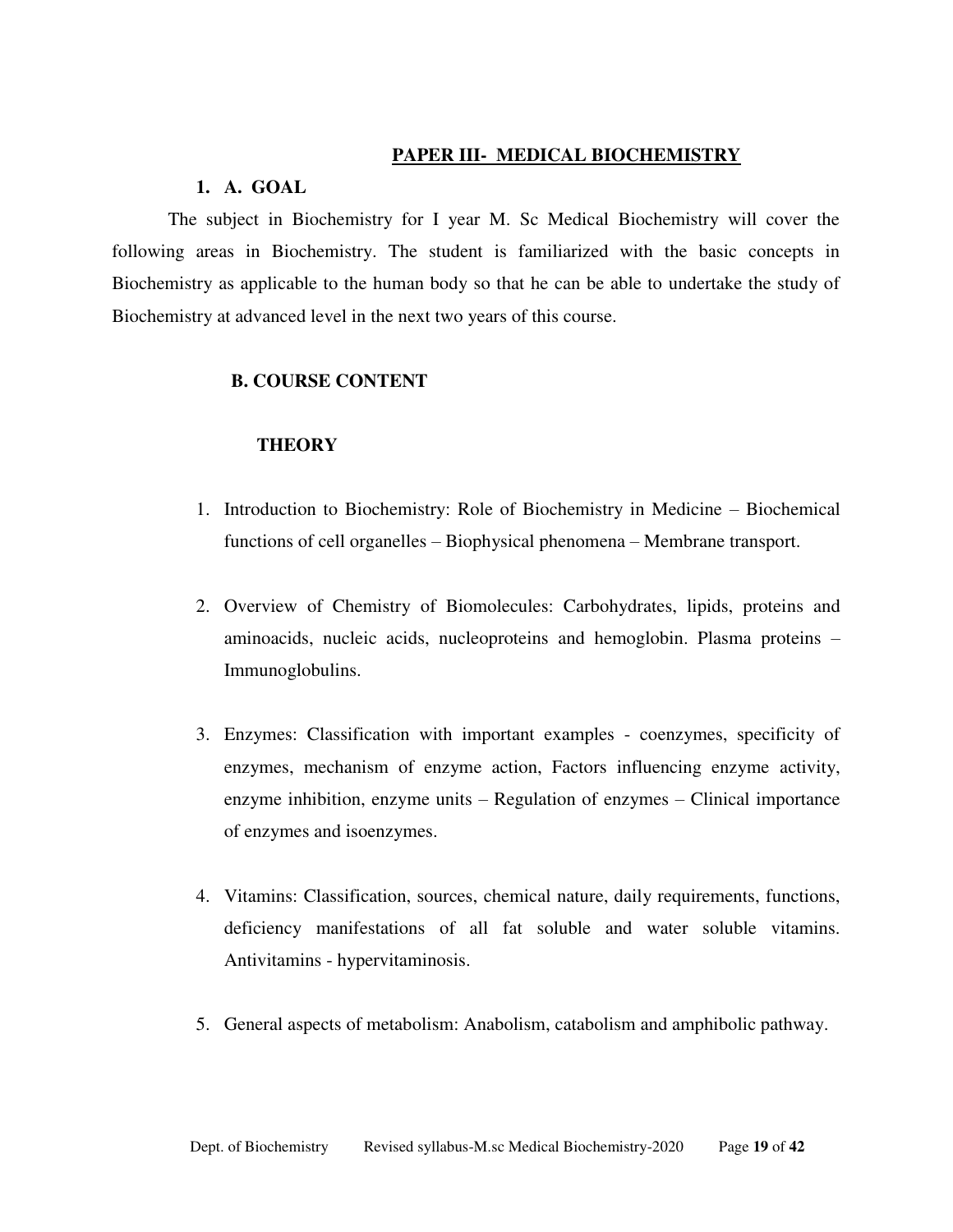## PAPER III- MEDICAL BIOCHEMISTRY

### 1. A. GOAL

The subject in Biochemistry for I year M. Sc Medical Biochemistry will cover the following areas in Biochemistry. The student is familiarized with the basic concepts in Biochemistry as applicable to the human body so that he can be able to undertake the study of Biochemistry at advanced level in the next two years of this course.

### B. COURSE CONTENT

#### THEORY

1. Introduction to Biochemistry: Role of Biochemistry in Medicine – Biochemical functions of cell organelles – Biophysical phenomena – Membrane transport.

2. Overview of Chemistry of Biomolecules: Carbohydrates, lipids, proteins and aminoacids, nucleic acids, nucleoproteins and hemoglobin. Plasma proteins – Immunoglobulins.

3. Enzymes: Classification with important examples - coenzymes, specificity of enzymes, mechanism of enzyme action, Factors influencing enzyme activity, enzyme inhibition, enzyme units – Regulation of enzymes – Clinical importance of enzymes and isoenzymes.

4. Vitamins: Classification, sources, chemical nature, daily requirements, functions, deficiency manifestations of all fat soluble and water soluble vitamins. Antivitamins - hypervitaminosis.

5. General aspects of metabolism: Anabolism, catabolism and amphibolic pathway.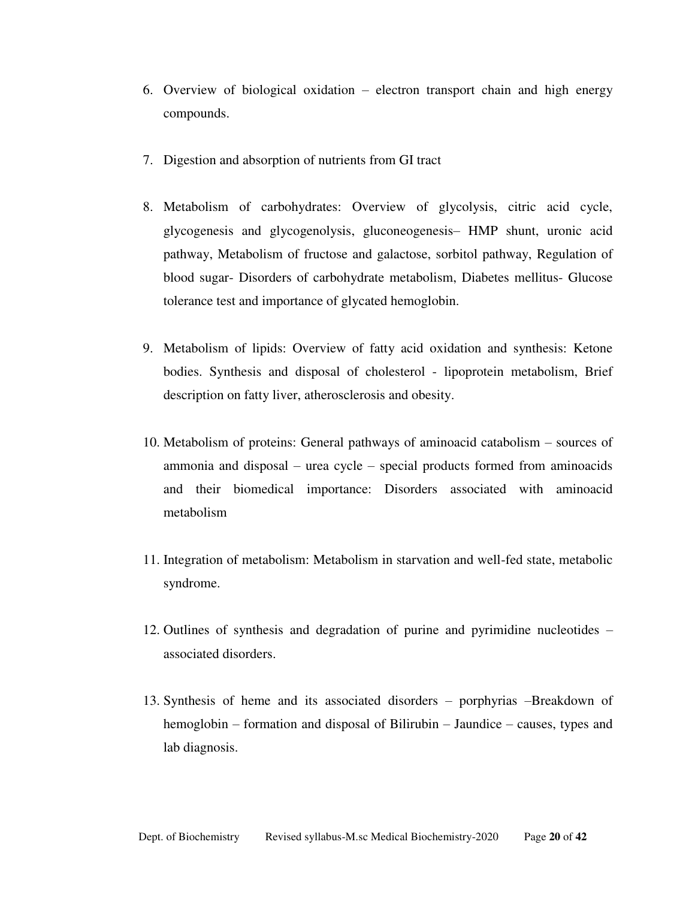6. Overview of biological oxidation – electron transport chain and high energy compounds.

7. Digestion and absorption of nutrients from GI tract

8. Metabolism of carbohydrates: Overview of glycolysis, citric acid cycle, glycogenesis and glycogenolysis, gluconeogenesis– HMP shunt, uronic acid pathway, Metabolism of fructose and galactose, sorbitol pathway, Regulation of blood sugar- Disorders of carbohydrate metabolism, Diabetes mellitus- Glucose tolerance test and importance of glycated hemoglobin.

9. Metabolism of lipids: Overview of fatty acid oxidation and synthesis: Ketone bodies. Synthesis and disposal of cholesterol - lipoprotein metabolism, Brief description on fatty liver, atherosclerosis and obesity.

10. Metabolism of proteins: General pathways of aminoacid catabolism – sources of ammonia and disposal – urea cycle – special products formed from aminoacids and their biomedical importance: Disorders associated with aminoacid metabolism

11. Integration of metabolism: Metabolism in starvation and well-fed state, metabolic syndrome.

12. Outlines of synthesis and degradation of purine and pyrimidine nucleotides – associated disorders.

13. Synthesis of heme and its associated disorders – porphyrias –Breakdown of hemoglobin – formation and disposal of Bilirubin – Jaundice – causes, types and lab diagnosis.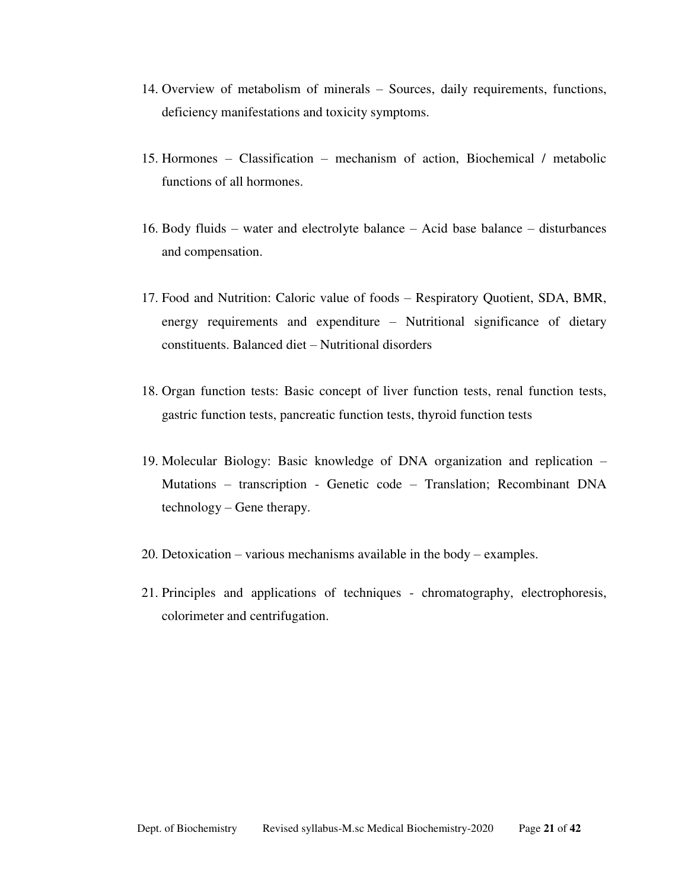14. Overview of metabolism of minerals – Sources, daily requirements, functions, deficiency manifestations and toxicity symptoms.

15. Hormones – Classification – mechanism of action, Biochemical / metabolic functions of all hormones.

16. Body fluids – water and electrolyte balance – Acid base balance – disturbances and compensation.

17. Food and Nutrition: Caloric value of foods – Respiratory Quotient, SDA, BMR, energy requirements and expenditure – Nutritional significance of dietary constituents. Balanced diet – Nutritional disorders

18. Organ function tests: Basic concept of liver function tests, renal function tests, gastric function tests, pancreatic function tests, thyroid function tests

19. Molecular Biology: Basic knowledge of DNA organization and replication – Mutations – transcription - Genetic code – Translation; Recombinant DNA technology – Gene therapy.

20. Detoxication – various mechanisms available in the body – examples.

21. Principles and applications of techniques - chromatography, electrophoresis, colorimeter and centrifugation.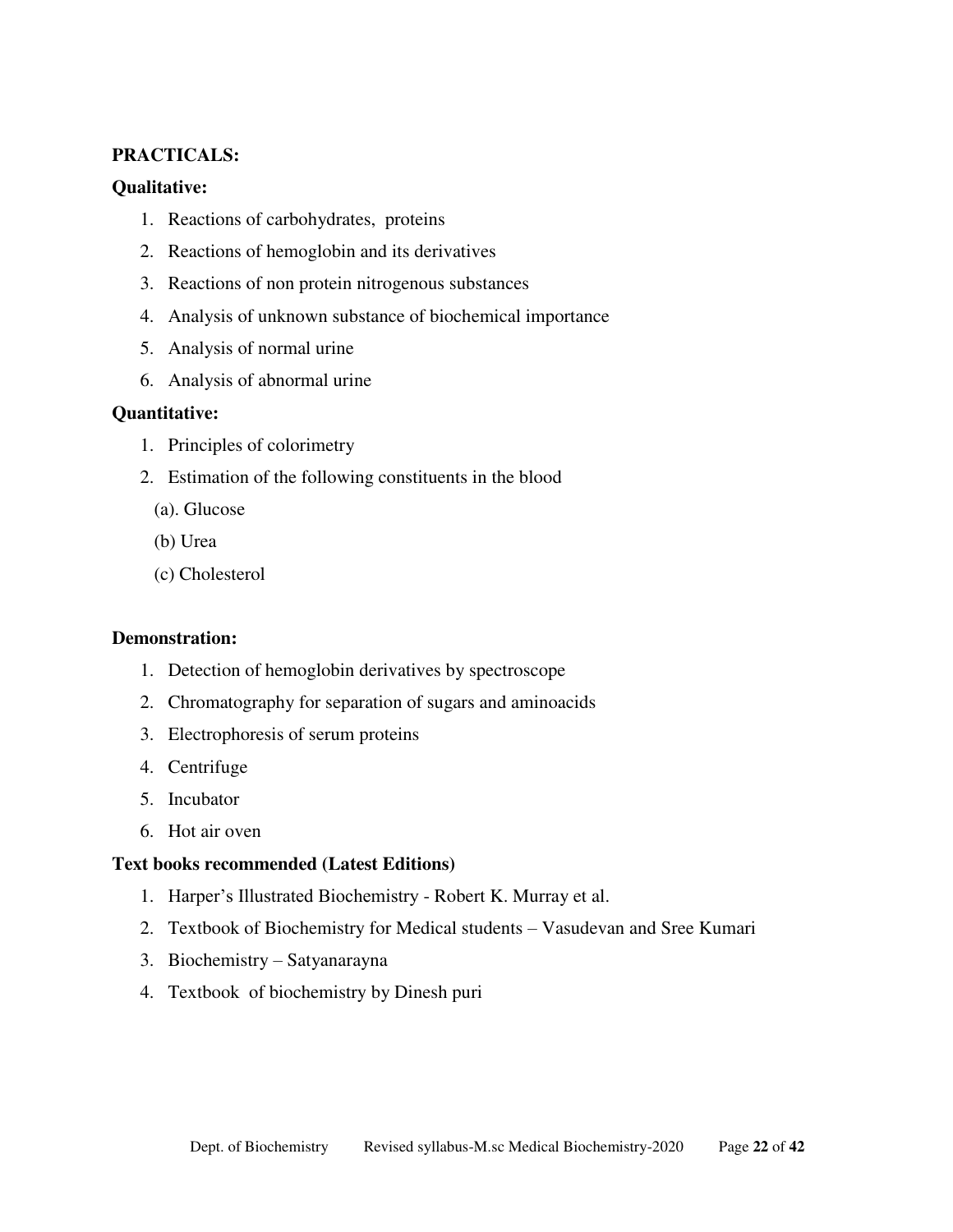**PRACTICALS:**

**Qualitative:**

1. Reactions of carbohydrates, proteins
2. Reactions of hemoglobin and its derivatives
3. Reactions of non protein nitrogenous substances
4. Analysis of unknown substance of biochemical importance
5. Analysis of normal urine
6. Analysis of abnormal urine

**Quantitative:**

1. Principles of colorimetry
2. Estimation of the following constituents in the blood
   (a). Glucose
   (b) Urea
   (c) Cholesterol

**Demonstration:**

1. Detection of hemoglobin derivatives by spectroscope
2. Chromatography for separation of sugars and aminoacids
3. Electrophoresis of serum proteins
4. Centrifuge
5. Incubator
6. Hot air oven

**Text books recommended (Latest Editions)**

1. Harper's Illustrated Biochemistry - Robert K. Murray et al.
2. Textbook of Biochemistry for Medical students – Vasudevan and Sree Kumari
3. Biochemistry – Satyanarayna
4. Textbook of biochemistry by Dinesh puri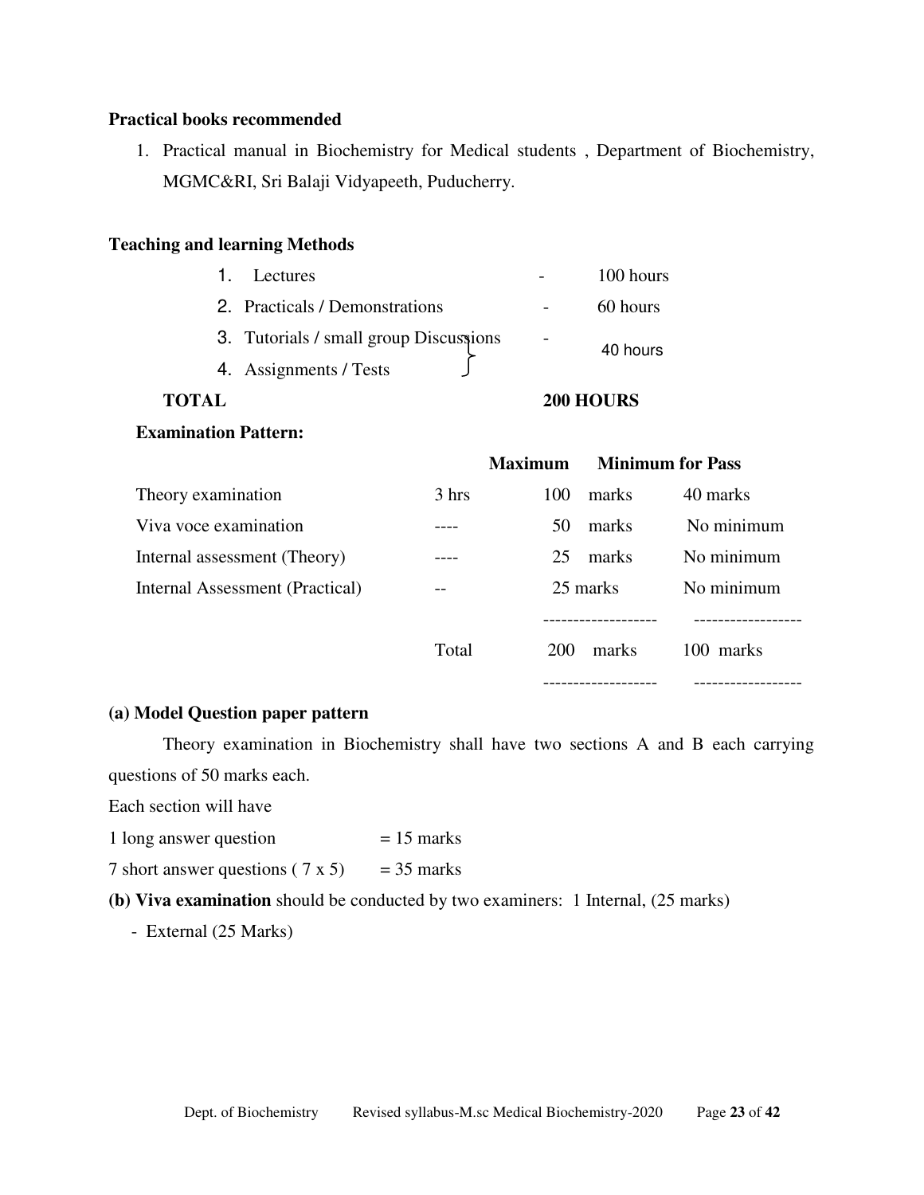**Practical books recommended**

1. Practical manual in Biochemistry for Medical students , Department of Biochemistry, MGMC&RI, Sri Balaji Vidyapeeth, Puducherry.

**Teaching and learning Methods**

| | | |
|---|---|---|
| 1. Lectures | - | 100 hours |
| 2. Practicals / Demonstrations | - | 60 hours |
| 3. Tutorials / small group Discussions | - | 40 hours |
| 4. Assignments / Tests | | |
| **TOTAL** | | **200 HOURS** |

**Examination Pattern:**

| | | **Maximum** | **Minimum for Pass** |
|---|---|---|---|
| Theory examination | 3 hrs | 100 marks | 40 marks |
| Viva voce examination | ---- | 50 marks | No minimum |
| Internal assessment (Theory) | ---- | 25 marks | No minimum |
| Internal Assessment (Practical) | -- | 25 marks | No minimum |
| | Total | 200 marks | 100 marks |

**(a) Model Question paper pattern**

Theory examination in Biochemistry shall have two sections A and B each carrying questions of 50 marks each.

Each section will have

1 long answer question = 15 marks

7 short answer questions ( 7 x 5) = 35 marks

**(b) Viva examination** should be conducted by two examiners: 1 Internal, (25 marks)

- External (25 Marks)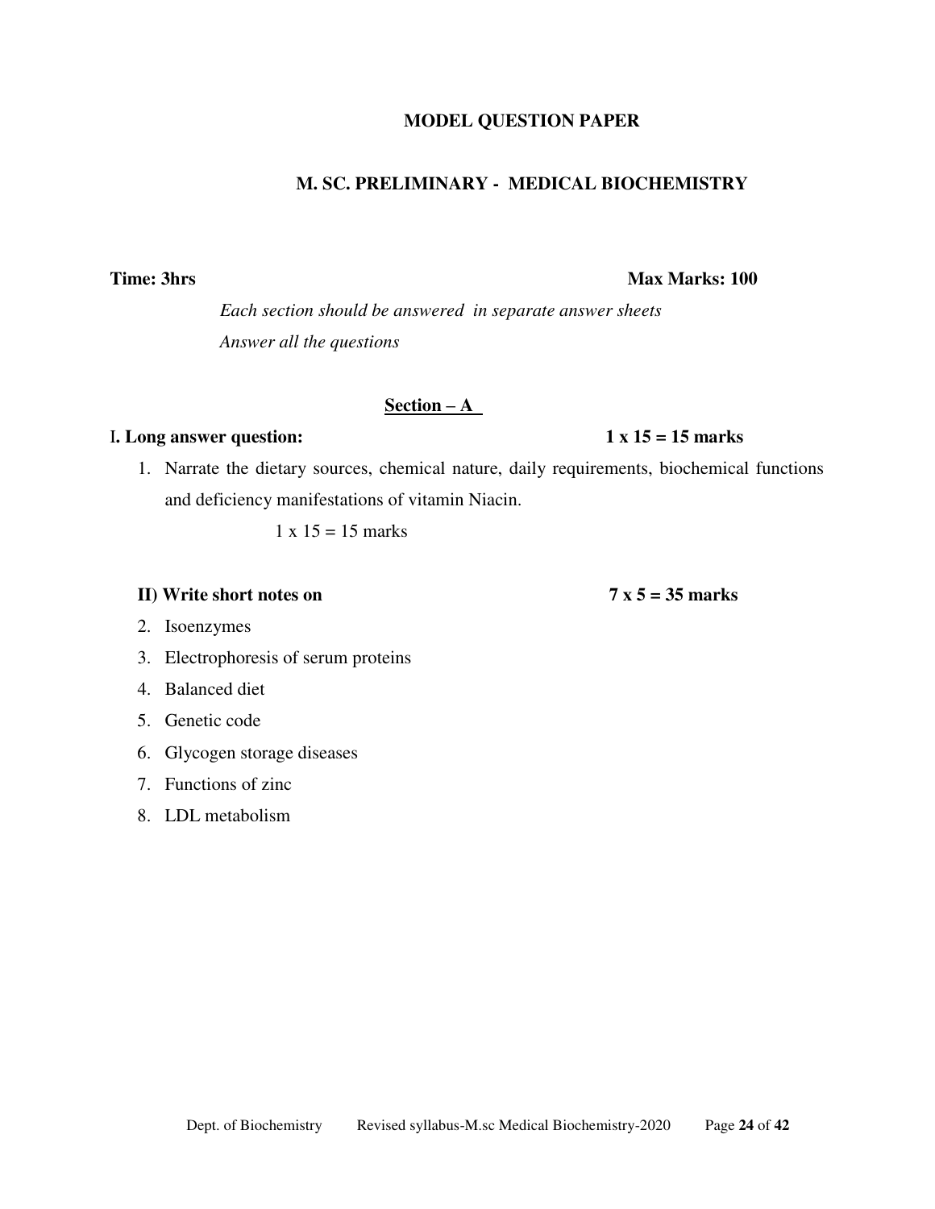**MODEL QUESTION PAPER**

**M. SC. PRELIMINARY - MEDICAL BIOCHEMISTRY**

**Time: 3hrs** **Max Marks: 100**

*Each section should be answered in separate answer sheets*

*Answer all the questions*

**Section – A**

**I. Long answer question:** **1 x 15 = 15 marks**

1. Narrate the dietary sources, chemical nature, daily requirements, biochemical functions and deficiency manifestations of vitamin Niacin.

   1 x 15 = 15 marks

**II) Write short notes on** **7 x 5 = 35 marks**

2. Isoenzymes
3. Electrophoresis of serum proteins
4. Balanced diet
5. Genetic code
6. Glycogen storage diseases
7. Functions of zinc
8. LDL metabolism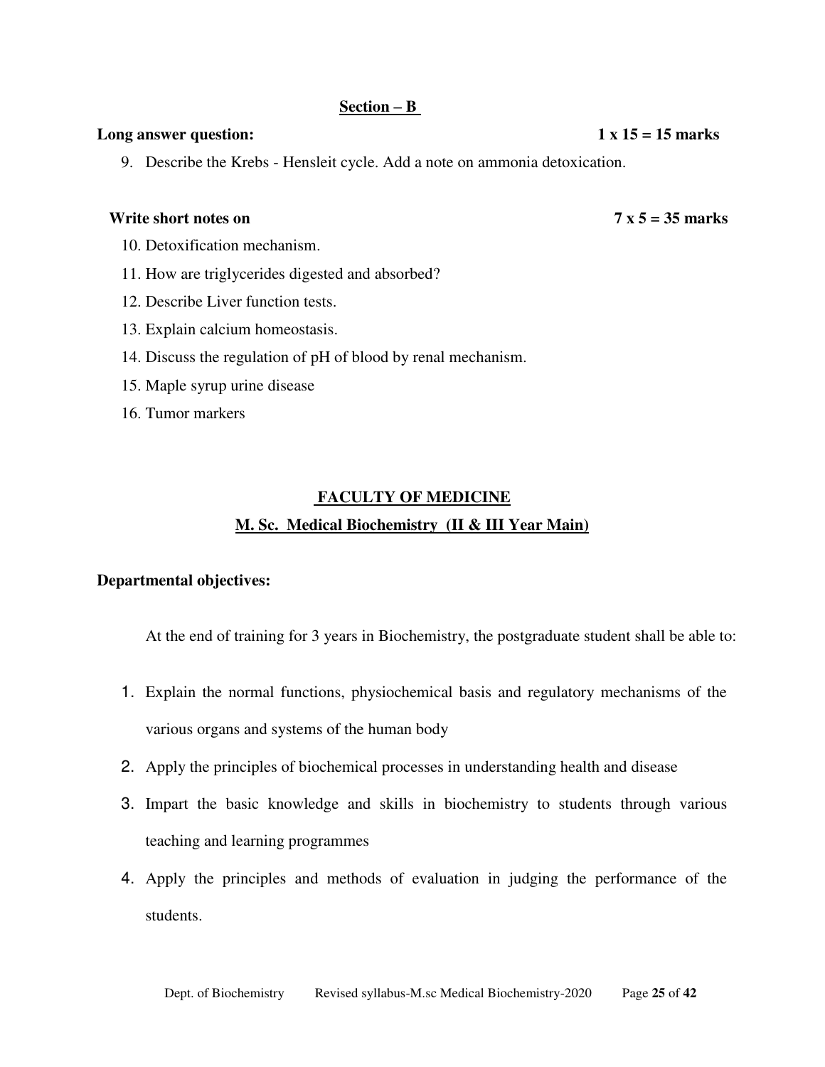### Section – B

**Long answer question: 1 x 15 = 15 marks**

9. Describe the Krebs - Hensleit cycle. Add a note on ammonia detoxication.

**Write short notes on 7 x 5 = 35 marks**

10. Detoxification mechanism.
11. How are triglycerides digested and absorbed?
12. Describe Liver function tests.
13. Explain calcium homeostasis.
14. Discuss the regulation of pH of blood by renal mechanism.
15. Maple syrup urine disease
16. Tumor markers

## FACULTY OF MEDICINE

## M. Sc. Medical Biochemistry (II & III Year Main)

**Departmental objectives:**

At the end of training for 3 years in Biochemistry, the postgraduate student shall be able to:

1. Explain the normal functions, physiochemical basis and regulatory mechanisms of the various organs and systems of the human body
2. Apply the principles of biochemical processes in understanding health and disease
3. Impart the basic knowledge and skills in biochemistry to students through various teaching and learning programmes
4. Apply the principles and methods of evaluation in judging the performance of the students.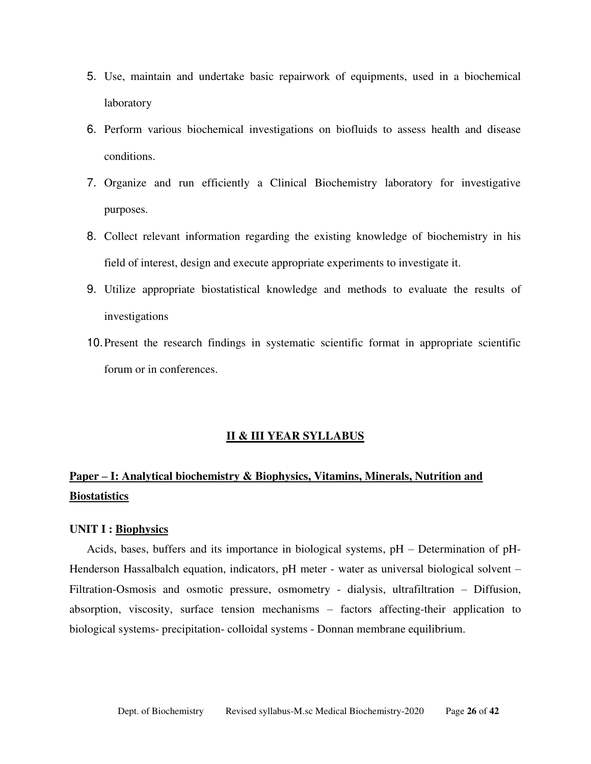5. Use, maintain and undertake basic repairwork of equipments, used in a biochemical laboratory
6. Perform various biochemical investigations on biofluids to assess health and disease conditions.
7. Organize and run efficiently a Clinical Biochemistry laboratory for investigative purposes.
8. Collect relevant information regarding the existing knowledge of biochemistry in his field of interest, design and execute appropriate experiments to investigate it.
9. Utilize appropriate biostatistical knowledge and methods to evaluate the results of investigations
10. Present the research findings in systematic scientific format in appropriate scientific forum or in conferences.

## II & III YEAR SYLLABUS

### Paper – I: Analytical biochemistry & Biophysics, Vitamins, Minerals, Nutrition and Biostatistics

**UNIT I : Biophysics**

Acids, bases, buffers and its importance in biological systems, pH – Determination of pH-Henderson Hassalbalch equation, indicators, pH meter - water as universal biological solvent – Filtration-Osmosis and osmotic pressure, osmometry - dialysis, ultrafiltration – Diffusion, absorption, viscosity, surface tension mechanisms – factors affecting-their application to biological systems- precipitation- colloidal systems - Donnan membrane equilibrium.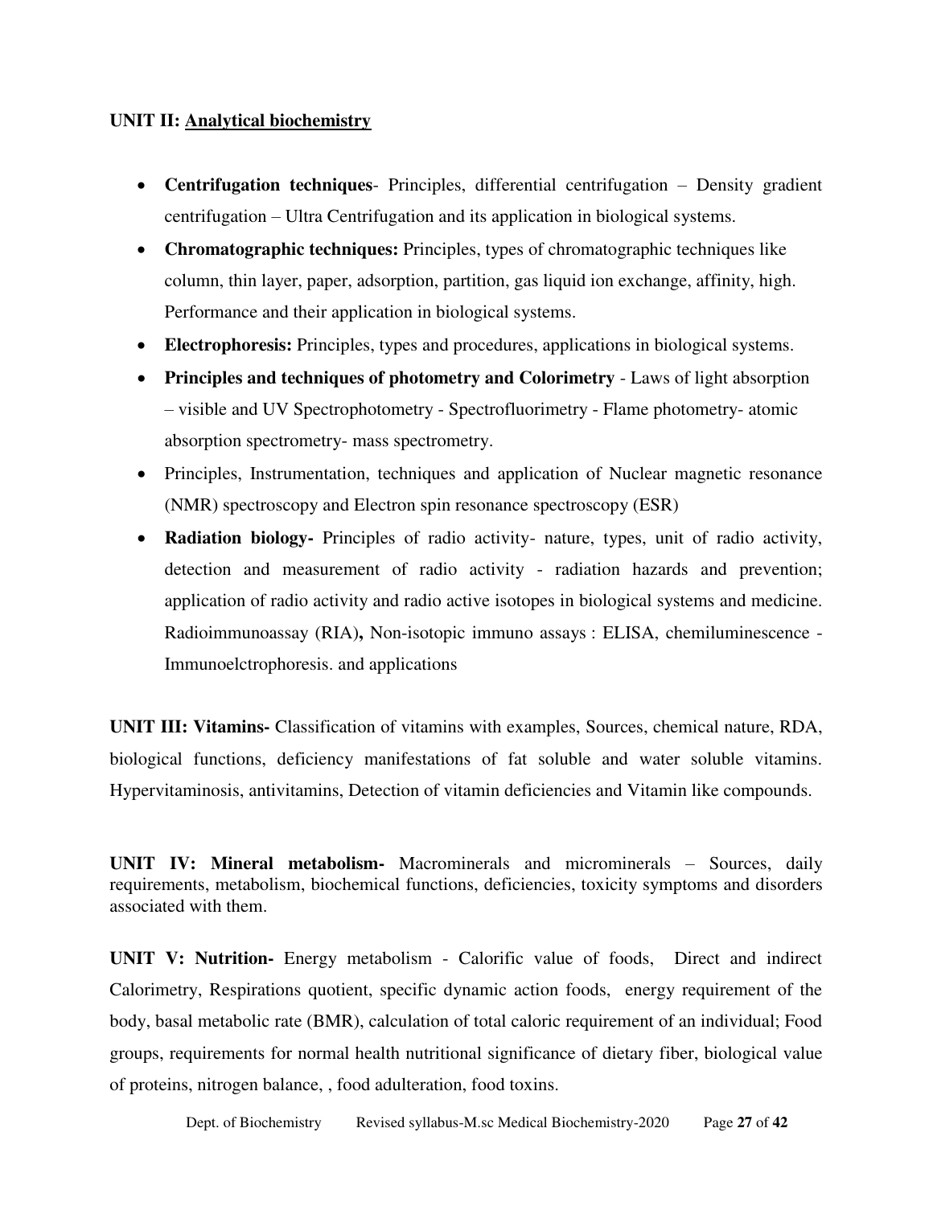**UNIT II: Analytical biochemistry**

- **Centrifugation techniques**- Principles, differential centrifugation – Density gradient centrifugation – Ultra Centrifugation and its application in biological systems.
- **Chromatographic techniques:** Principles, types of chromatographic techniques like column, thin layer, paper, adsorption, partition, gas liquid ion exchange, affinity, high. Performance and their application in biological systems.
- **Electrophoresis:** Principles, types and procedures, applications in biological systems.
- **Principles and techniques of photometry and Colorimetry** - Laws of light absorption – visible and UV Spectrophotometry - Spectrofluorimetry - Flame photometry- atomic absorption spectrometry- mass spectrometry.
- Principles, Instrumentation, techniques and application of Nuclear magnetic resonance (NMR) spectroscopy and Electron spin resonance spectroscopy (ESR)
- **Radiation biology-** Principles of radio activity- nature, types, unit of radio activity, detection and measurement of radio activity - radiation hazards and prevention; application of radio activity and radio active isotopes in biological systems and medicine. Radioimmunoassay (RIA)**,** Non-isotopic immuno assays : ELISA, chemiluminescence - Immunoelctrophoresis. and applications

**UNIT III: Vitamins-** Classification of vitamins with examples, Sources, chemical nature, RDA, biological functions, deficiency manifestations of fat soluble and water soluble vitamins. Hypervitaminosis, antivitamins, Detection of vitamin deficiencies and Vitamin like compounds.

**UNIT IV: Mineral metabolism-** Macrominerals and microminerals – Sources, daily requirements, metabolism, biochemical functions, deficiencies, toxicity symptoms and disorders associated with them.

**UNIT V: Nutrition-** Energy metabolism - Calorific value of foods, Direct and indirect Calorimetry, Respirations quotient, specific dynamic action foods, energy requirement of the body, basal metabolic rate (BMR), calculation of total caloric requirement of an individual; Food groups, requirements for normal health nutritional significance of dietary fiber, biological value of proteins, nitrogen balance, , food adulteration, food toxins.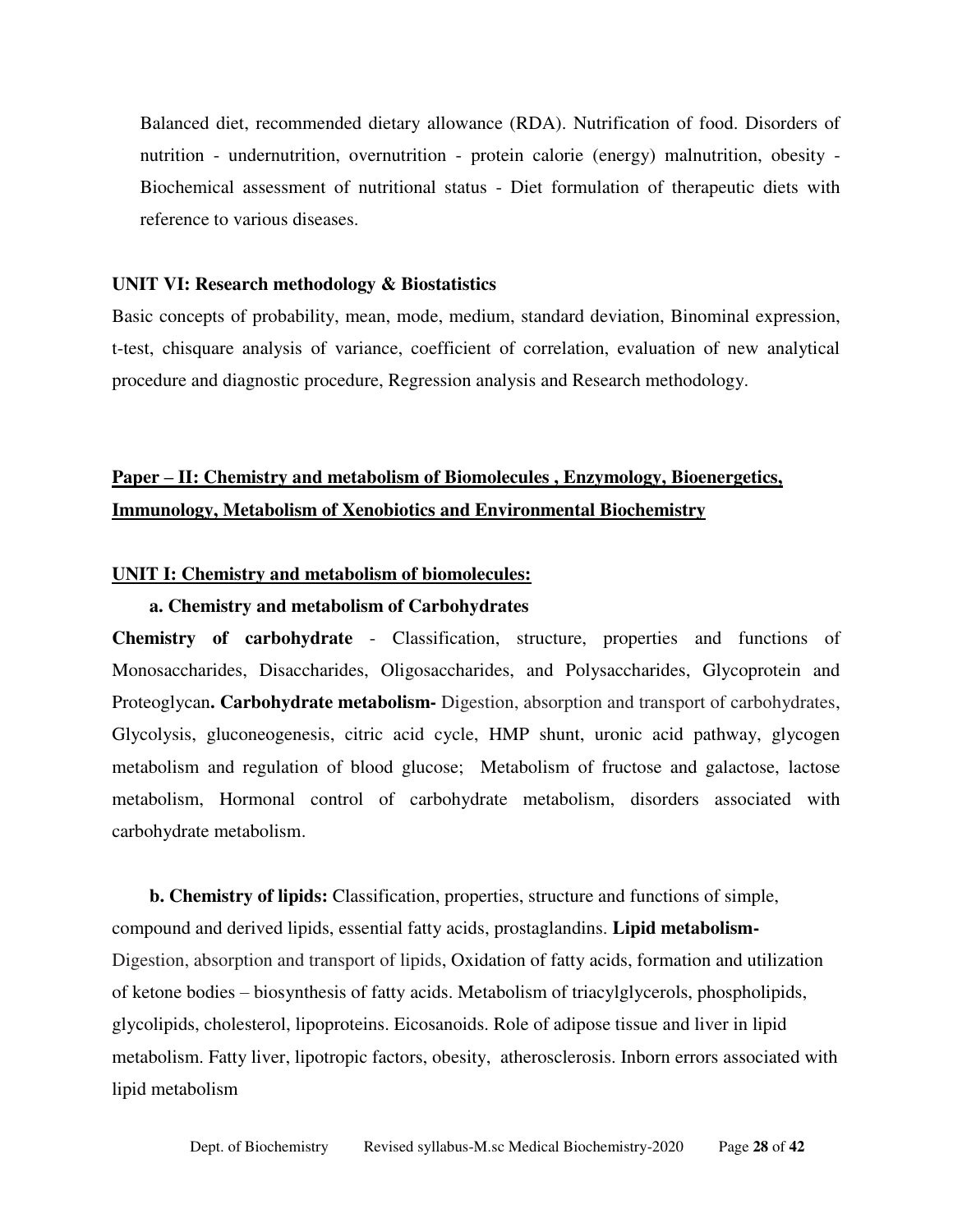Balanced diet, recommended dietary allowance (RDA). Nutrification of food. Disorders of nutrition - undernutrition, overnutrition - protein calorie (energy) malnutrition, obesity - Biochemical assessment of nutritional status - Diet formulation of therapeutic diets with reference to various diseases.

**UNIT VI: Research methodology & Biostatistics**

Basic concepts of probability, mean, mode, medium, standard deviation, Binominal expression, t-test, chisquare analysis of variance, coefficient of correlation, evaluation of new analytical procedure and diagnostic procedure, Regression analysis and Research methodology.

## Paper – II: Chemistry and metabolism of Biomolecules , Enzymology, Bioenergetics, Immunology, Metabolism of Xenobiotics and Environmental Biochemistry

### UNIT I: Chemistry and metabolism of biomolecules:

**a. Chemistry and metabolism of Carbohydrates**

**Chemistry of carbohydrate** - Classification, structure, properties and functions of Monosaccharides, Disaccharides, Oligosaccharides, and Polysaccharides, Glycoprotein and Proteoglycan**. Carbohydrate metabolism-** Digestion, absorption and transport of carbohydrates, Glycolysis, gluconeogenesis, citric acid cycle, HMP shunt, uronic acid pathway, glycogen metabolism and regulation of blood glucose; Metabolism of fructose and galactose, lactose metabolism, Hormonal control of carbohydrate metabolism, disorders associated with carbohydrate metabolism.

**b. Chemistry of lipids:** Classification, properties, structure and functions of simple, compound and derived lipids, essential fatty acids, prostaglandins. **Lipid metabolism-** Digestion, absorption and transport of lipids, Oxidation of fatty acids, formation and utilization of ketone bodies – biosynthesis of fatty acids. Metabolism of triacylglycerols, phospholipids, glycolipids, cholesterol, lipoproteins. Eicosanoids. Role of adipose tissue and liver in lipid metabolism. Fatty liver, lipotropic factors, obesity, atherosclerosis. Inborn errors associated with lipid metabolism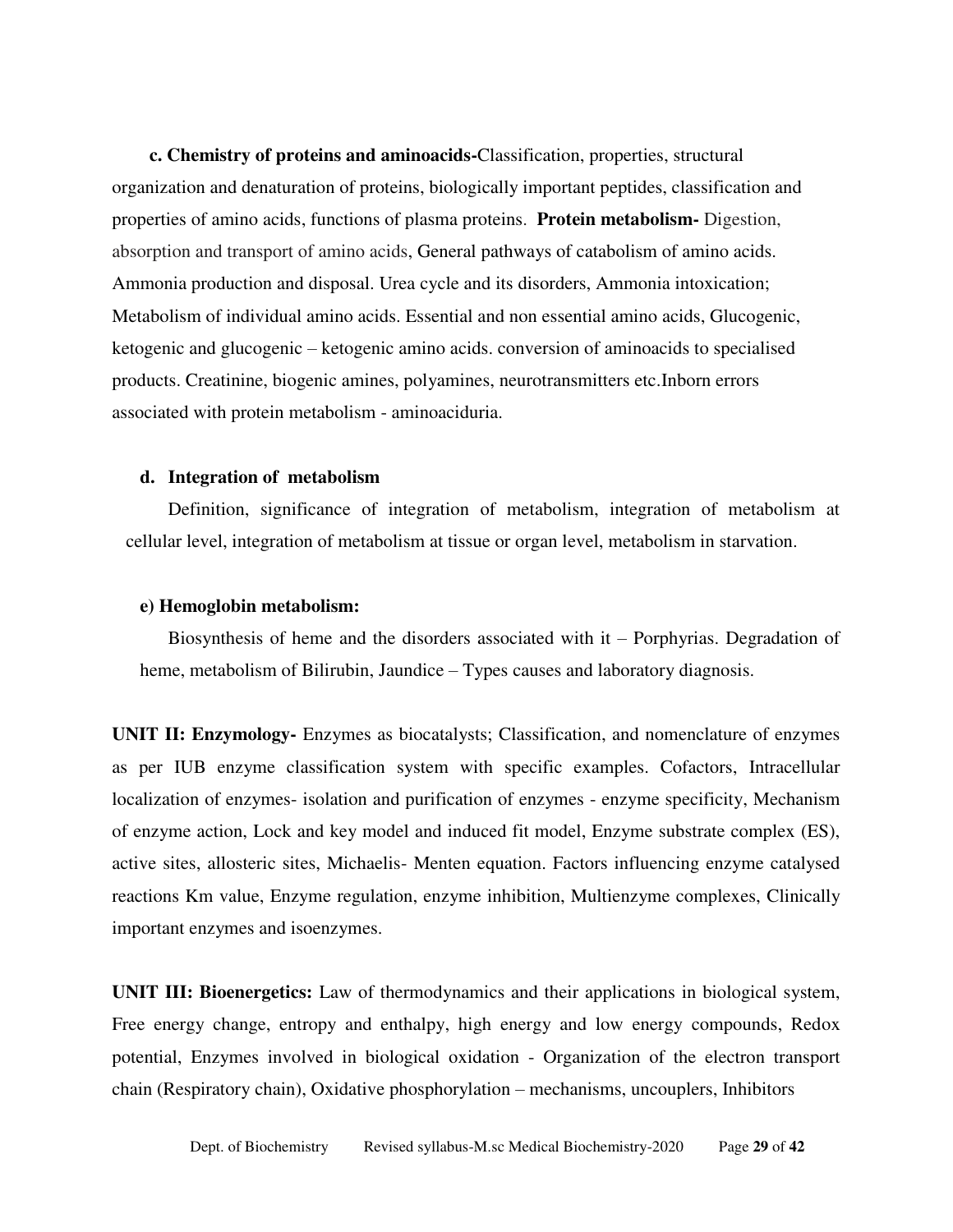**c. Chemistry of proteins and aminoacids-**Classification, properties, structural organization and denaturation of proteins, biologically important peptides, classification and properties of amino acids, functions of plasma proteins. **Protein metabolism-** Digestion, absorption and transport of amino acids, General pathways of catabolism of amino acids. Ammonia production and disposal. Urea cycle and its disorders, Ammonia intoxication; Metabolism of individual amino acids. Essential and non essential amino acids, Glucogenic, ketogenic and glucogenic – ketogenic amino acids. conversion of aminoacids to specialised products. Creatinine, biogenic amines, polyamines, neurotransmitters etc.Inborn errors associated with protein metabolism - aminoaciduria.

**d. Integration of metabolism**

Definition, significance of integration of metabolism, integration of metabolism at cellular level, integration of metabolism at tissue or organ level, metabolism in starvation.

**e) Hemoglobin metabolism:**

Biosynthesis of heme and the disorders associated with it – Porphyrias. Degradation of heme, metabolism of Bilirubin, Jaundice – Types causes and laboratory diagnosis.

**UNIT II: Enzymology-** Enzymes as biocatalysts; Classification, and nomenclature of enzymes as per IUB enzyme classification system with specific examples. Cofactors, Intracellular localization of enzymes- isolation and purification of enzymes - enzyme specificity, Mechanism of enzyme action, Lock and key model and induced fit model, Enzyme substrate complex (ES), active sites, allosteric sites, Michaelis- Menten equation. Factors influencing enzyme catalysed reactions Km value, Enzyme regulation, enzyme inhibition, Multienzyme complexes, Clinically important enzymes and isoenzymes.

**UNIT III: Bioenergetics:** Law of thermodynamics and their applications in biological system, Free energy change, entropy and enthalpy, high energy and low energy compounds, Redox potential, Enzymes involved in biological oxidation - Organization of the electron transport chain (Respiratory chain), Oxidative phosphorylation – mechanisms, uncouplers, Inhibitors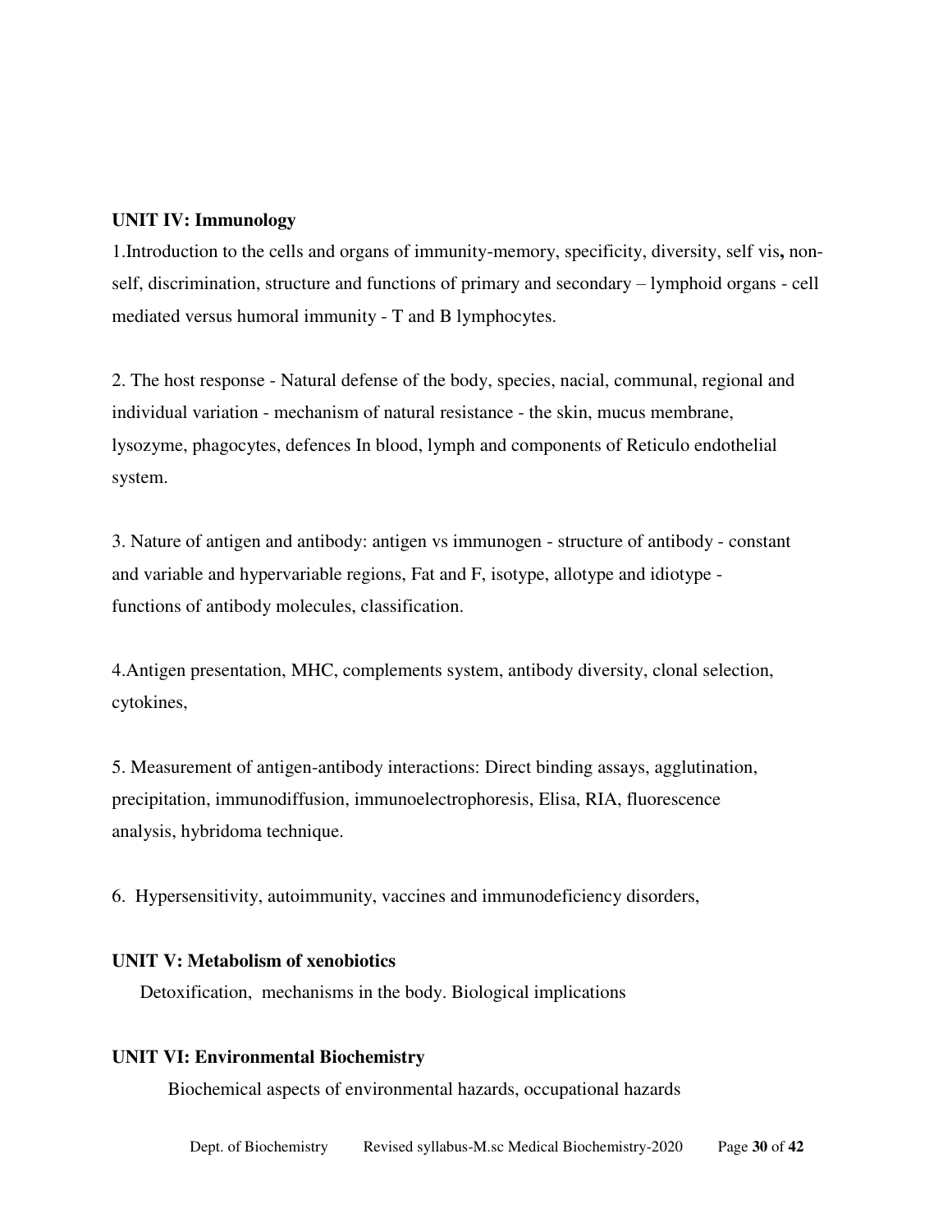**UNIT IV: Immunology**

1.Introduction to the cells and organs of immunity-memory, specificity, diversity, self vis**,** non-self, discrimination, structure and functions of primary and secondary – lymphoid organs - cell mediated versus humoral immunity - T and B lymphocytes.

2. The host response - Natural defense of the body, species, nacial, communal, regional and individual variation - mechanism of natural resistance - the skin, mucus membrane, lysozyme, phagocytes, defences In blood, lymph and components of Reticulo endothelial system.

3. Nature of antigen and antibody: antigen vs immunogen - structure of antibody - constant and variable and hypervariable regions, Fat and F, isotype, allotype and idiotype - functions of antibody molecules, classification.

4.Antigen presentation, MHC, complements system, antibody diversity, clonal selection, cytokines,

5. Measurement of antigen-antibody interactions: Direct binding assays, agglutination, precipitation, immunodiffusion, immunoelectrophoresis, Elisa, RIA, fluorescence analysis, hybridoma technique.

6. Hypersensitivity, autoimmunity, vaccines and immunodeficiency disorders,

**UNIT V: Metabolism of xenobiotics**

Detoxification, mechanisms in the body. Biological implications

**UNIT VI: Environmental Biochemistry**

Biochemical aspects of environmental hazards, occupational hazards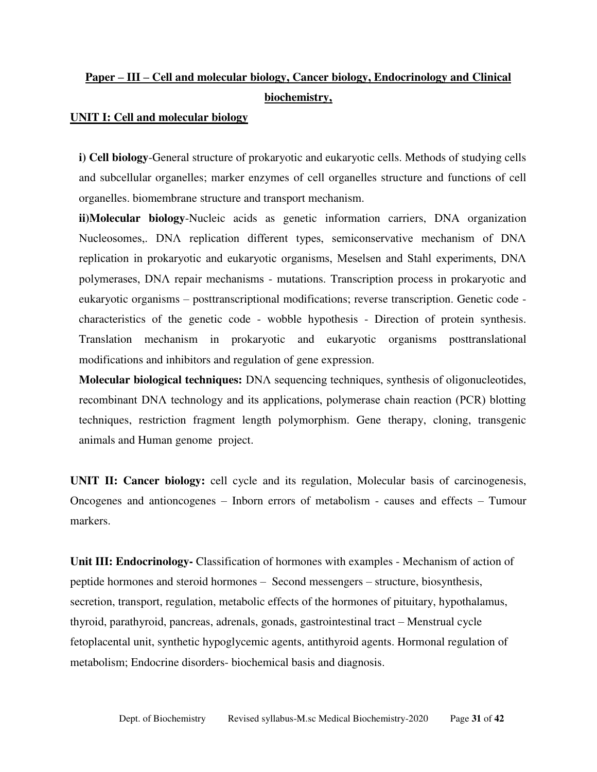## Paper – III – Cell and molecular biology, Cancer biology, Endocrinology and Clinical biochemistry,

### UNIT I: Cell and molecular biology

**i) Cell biology**-General structure of prokaryotic and eukaryotic cells. Methods of studying cells and subcellular organelles; marker enzymes of cell organelles structure and functions of cell organelles. biomembrane structure and transport mechanism.

**ii)Molecular biology**-Nucleic acids as genetic information carriers, DNA organization Nucleosomes,. DNΛ replication different types, semiconservative mechanism of DNΛ replication in prokaryotic and eukaryotic organisms, Meselsen and Stahl experiments, DNΛ polymerases, DNΛ repair mechanisms - mutations. Transcription process in prokaryotic and eukaryotic organisms – posttranscriptional modifications; reverse transcription. Genetic code - characteristics of the genetic code - wobble hypothesis - Direction of protein synthesis. Translation mechanism in prokaryotic and eukaryotic organisms posttranslational modifications and inhibitors and regulation of gene expression.

**Molecular biological techniques:** DNΛ sequencing techniques, synthesis of oligonucleotides, recombinant DNΛ technology and its applications, polymerase chain reaction (PCR) blotting techniques, restriction fragment length polymorphism. Gene therapy, cloning, transgenic animals and Human genome project.

**UNIT II: Cancer biology:** cell cycle and its regulation, Molecular basis of carcinogenesis, Oncogenes and antioncogenes – Inborn errors of metabolism - causes and effects – Tumour markers.

**Unit III: Endocrinology-** Classification of hormones with examples - Mechanism of action of peptide hormones and steroid hormones – Second messengers – structure, biosynthesis, secretion, transport, regulation, metabolic effects of the hormones of pituitary, hypothalamus, thyroid, parathyroid, pancreas, adrenals, gonads, gastrointestinal tract – Menstrual cycle fetoplacental unit, synthetic hypoglycemic agents, antithyroid agents. Hormonal regulation of metabolism; Endocrine disorders- biochemical basis and diagnosis.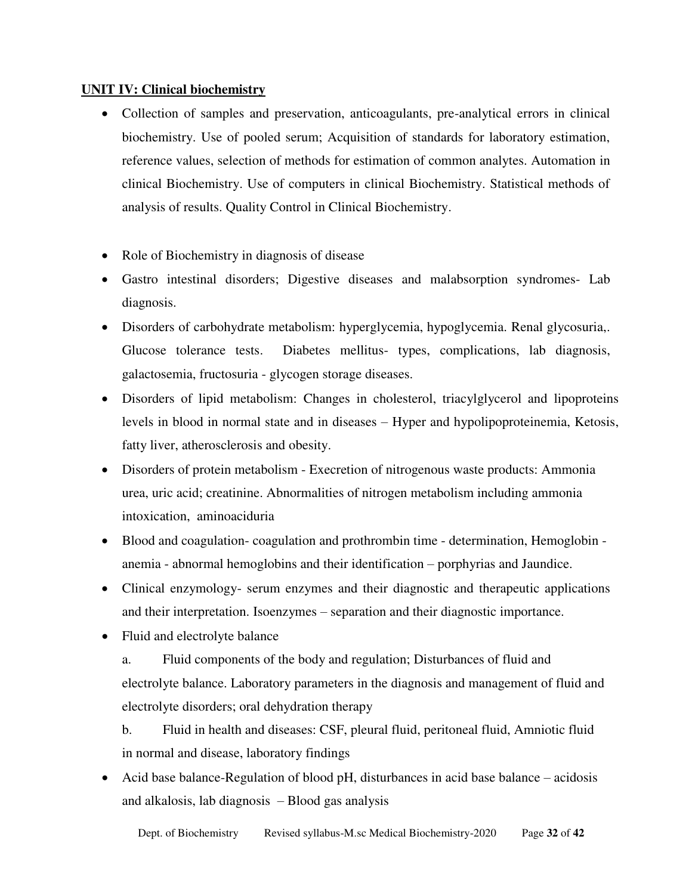**UNIT IV: Clinical biochemistry**

- Collection of samples and preservation, anticoagulants, pre-analytical errors in clinical biochemistry. Use of pooled serum; Acquisition of standards for laboratory estimation, reference values, selection of methods for estimation of common analytes. Automation in clinical Biochemistry. Use of computers in clinical Biochemistry. Statistical methods of analysis of results. Quality Control in Clinical Biochemistry.

- Role of Biochemistry in diagnosis of disease
- Gastro intestinal disorders; Digestive diseases and malabsorption syndromes- Lab diagnosis.
- Disorders of carbohydrate metabolism: hyperglycemia, hypoglycemia. Renal glycosuria,. Glucose tolerance tests. Diabetes mellitus- types, complications, lab diagnosis, galactosemia, fructosuria - glycogen storage diseases.
- Disorders of lipid metabolism: Changes in cholesterol, triacylglycerol and lipoproteins levels in blood in normal state and in diseases – Hyper and hypolipoproteinemia, Ketosis, fatty liver, atherosclerosis and obesity.
- Disorders of protein metabolism - Execretion of nitrogenous waste products: Ammonia urea, uric acid; creatinine. Abnormalities of nitrogen metabolism including ammonia intoxication, aminoaciduria
- Blood and coagulation- coagulation and prothrombin time - determination, Hemoglobin - anemia - abnormal hemoglobins and their identification – porphyrias and Jaundice.
- Clinical enzymology- serum enzymes and their diagnostic and therapeutic applications and their interpretation. Isoenzymes – separation and their diagnostic importance.
- Fluid and electrolyte balance

  a. Fluid components of the body and regulation; Disturbances of fluid and electrolyte balance. Laboratory parameters in the diagnosis and management of fluid and electrolyte disorders; oral dehydration therapy

  b. Fluid in health and diseases: CSF, pleural fluid, peritoneal fluid, Amniotic fluid in normal and disease, laboratory findings

- Acid base balance-Regulation of blood pH, disturbances in acid base balance – acidosis and alkalosis, lab diagnosis – Blood gas analysis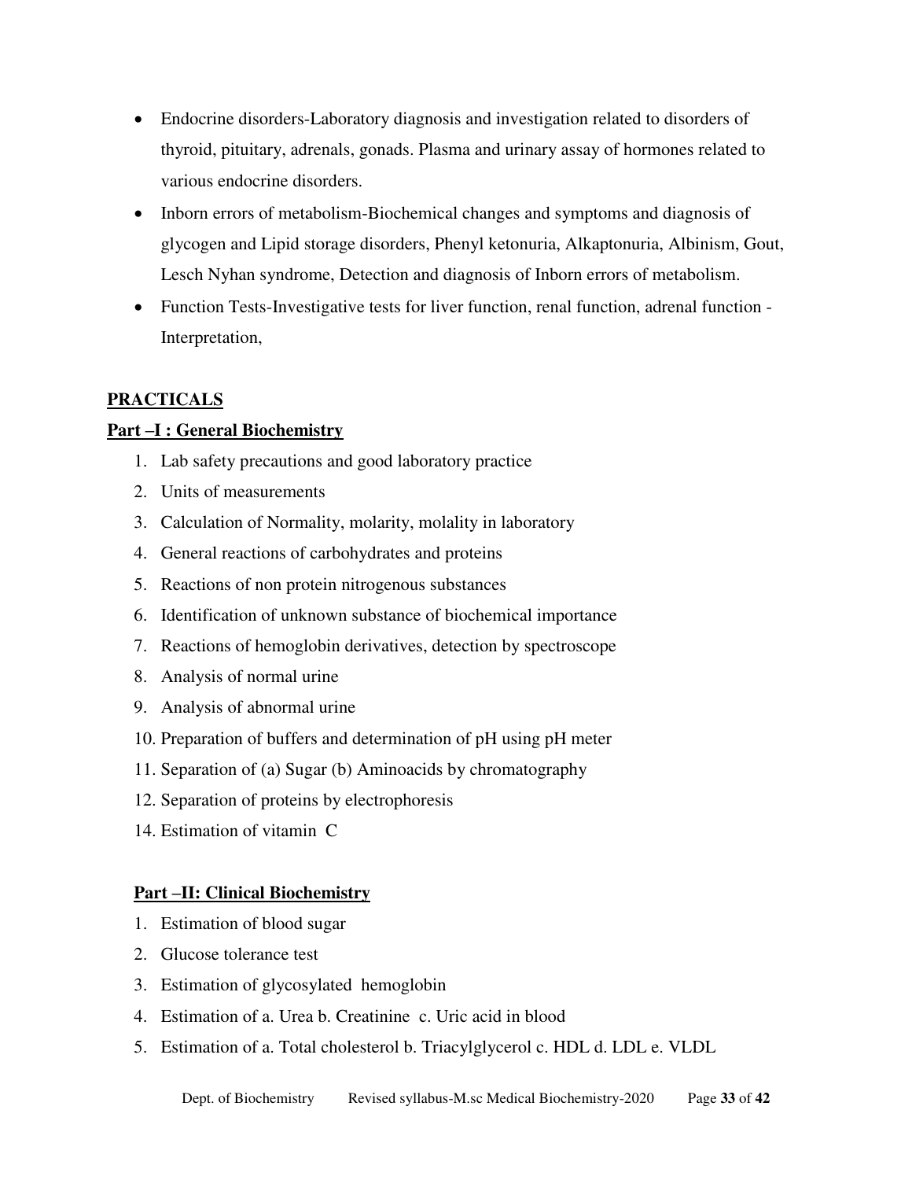- Endocrine disorders-Laboratory diagnosis and investigation related to disorders of thyroid, pituitary, adrenals, gonads. Plasma and urinary assay of hormones related to various endocrine disorders.
- Inborn errors of metabolism-Biochemical changes and symptoms and diagnosis of glycogen and Lipid storage disorders, Phenyl ketonuria, Alkaptonuria, Albinism, Gout, Lesch Nyhan syndrome, Detection and diagnosis of Inborn errors of metabolism.
- Function Tests-Investigative tests for liver function, renal function, adrenal function - Interpretation,

## PRACTICALS

### Part –I : General Biochemistry

1. Lab safety precautions and good laboratory practice
2. Units of measurements
3. Calculation of Normality, molarity, molality in laboratory
4. General reactions of carbohydrates and proteins
5. Reactions of non protein nitrogenous substances
6. Identification of unknown substance of biochemical importance
7. Reactions of hemoglobin derivatives, detection by spectroscope
8. Analysis of normal urine
9. Analysis of abnormal urine
10. Preparation of buffers and determination of pH using pH meter
11. Separation of (a) Sugar (b) Aminoacids by chromatography
12. Separation of proteins by electrophoresis

14. Estimation of vitamin C

### Part –II: Clinical Biochemistry

1. Estimation of blood sugar
2. Glucose tolerance test
3. Estimation of glycosylated hemoglobin
4. Estimation of a. Urea b. Creatinine c. Uric acid in blood
5. Estimation of a. Total cholesterol b. Triacylglycerol c. HDL d. LDL e. VLDL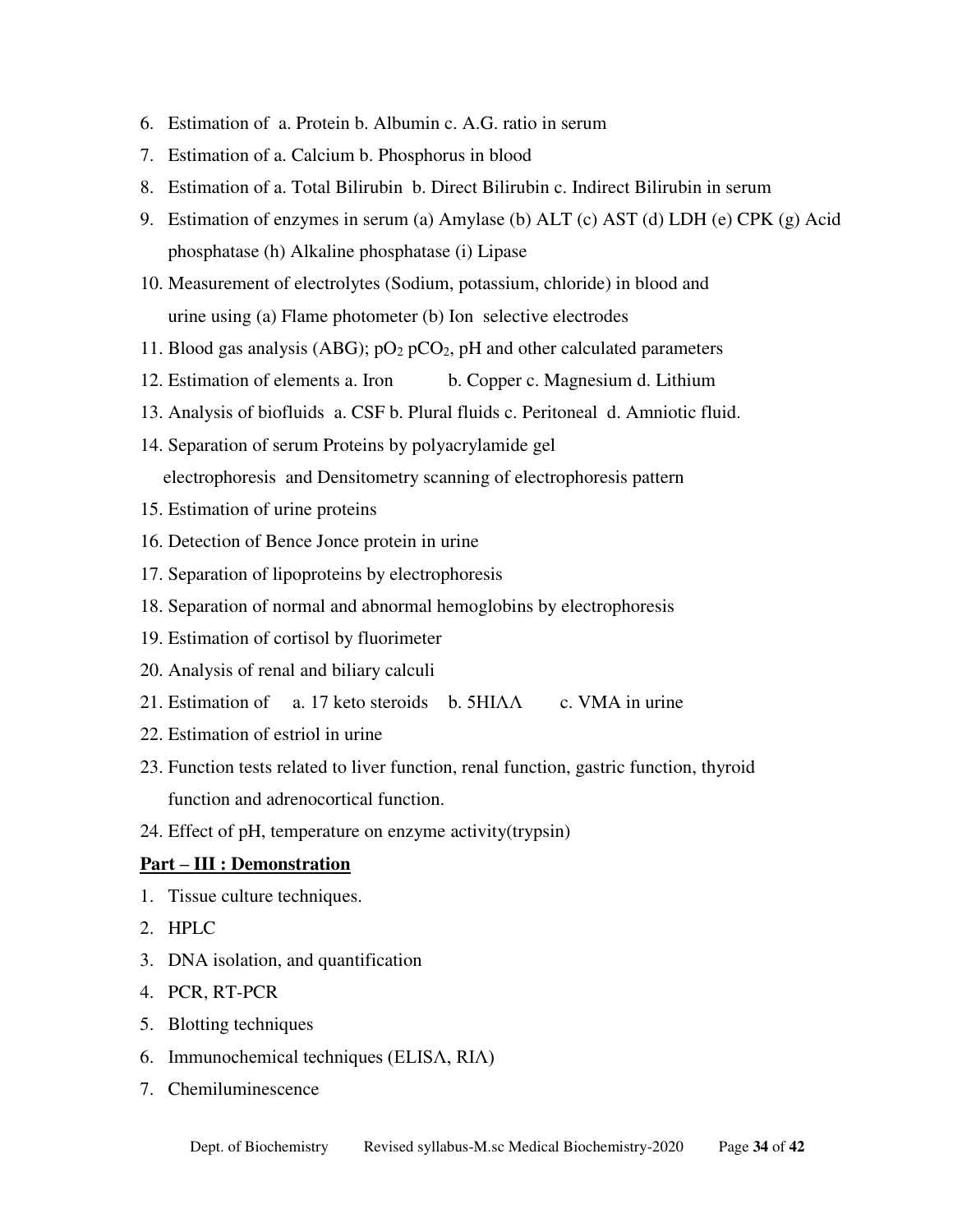6. Estimation of a. Protein b. Albumin c. A.G. ratio in serum
7. Estimation of a. Calcium b. Phosphorus in blood
8. Estimation of a. Total Bilirubin b. Direct Bilirubin c. Indirect Bilirubin in serum
9. Estimation of enzymes in serum (a) Amylase (b) ALT (c) AST (d) LDH (e) CPK (g) Acid phosphatase (h) Alkaline phosphatase (i) Lipase
10. Measurement of electrolytes (Sodium, potassium, chloride) in blood and urine using (a) Flame photometer (b) Ion selective electrodes
11. Blood gas analysis (ABG); $pO_2$ $pCO_2$, pH and other calculated parameters
12. Estimation of elements a. Iron b. Copper c. Magnesium d. Lithium
13. Analysis of biofluids a. CSF b. Plural fluids c. Peritoneal d. Amniotic fluid.
14. Separation of serum Proteins by polyacrylamide gel electrophoresis and Densitometry scanning of electrophoresis pattern
15. Estimation of urine proteins
16. Detection of Bence Jonce protein in urine
17. Separation of lipoproteins by electrophoresis
18. Separation of normal and abnormal hemoglobins by electrophoresis
19. Estimation of cortisol by fluorimeter
20. Analysis of renal and biliary calculi
21. Estimation of a. 17 keto steroids b. 5HIΛΛ c. VMA in urine
22. Estimation of estriol in urine
23. Function tests related to liver function, renal function, gastric function, thyroid function and adrenocortical function.
24. Effect of pH, temperature on enzyme activity(trypsin)

**<u>Part – III : Demonstration</u>**

1. Tissue culture techniques.
2. HPLC
3. DNA isolation, and quantification
4. PCR, RT-PCR
5. Blotting techniques
6. Immunochemical techniques (ELISΛ, RIΛ)
7. Chemiluminescence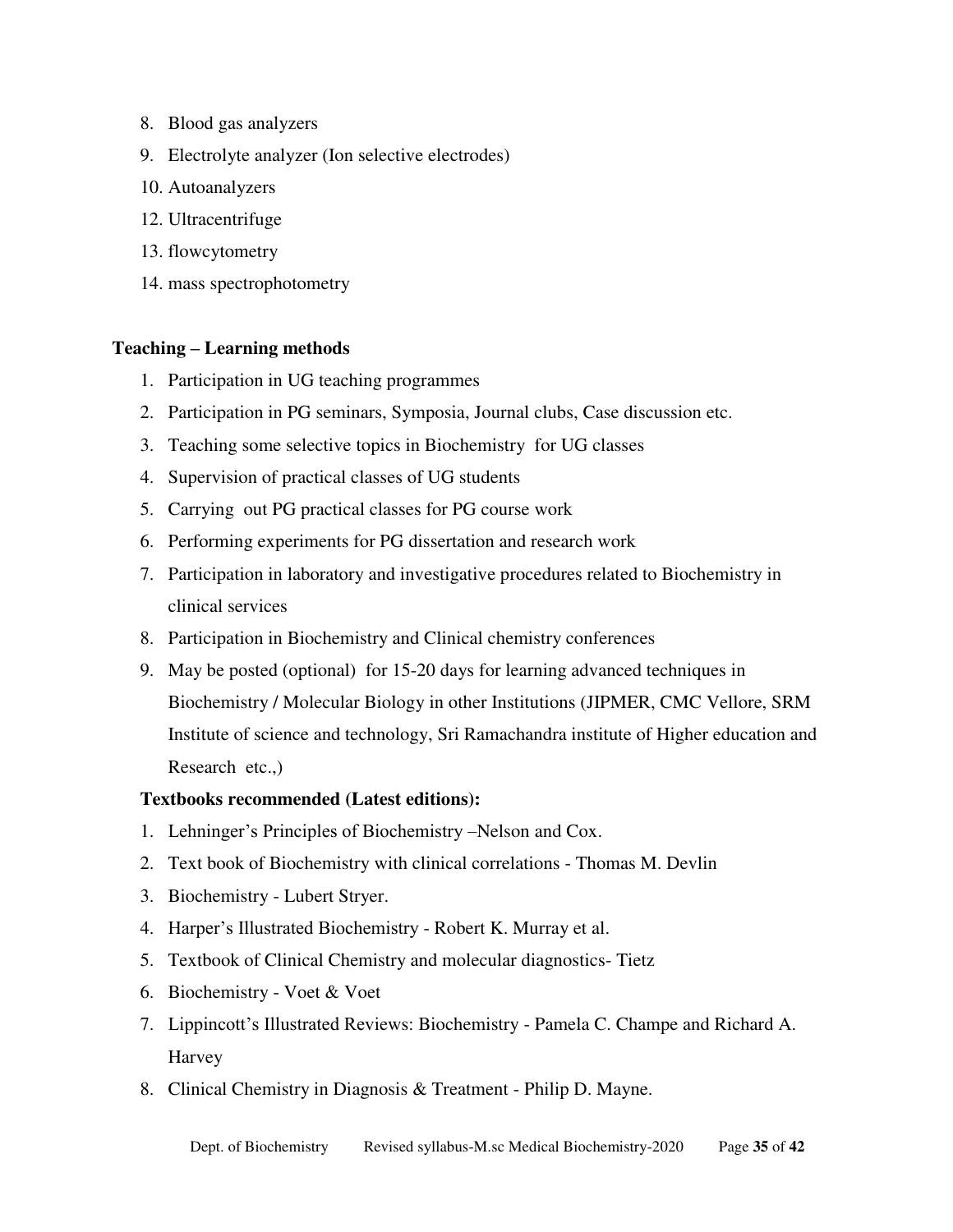8. Blood gas analyzers
9. Electrolyte analyzer (Ion selective electrodes)
10. Autoanalyzers
12. Ultracentrifuge
13. flowcytometry
14. mass spectrophotometry

**Teaching – Learning methods**

1. Participation in UG teaching programmes
2. Participation in PG seminars, Symposia, Journal clubs, Case discussion etc.
3. Teaching some selective topics in Biochemistry for UG classes
4. Supervision of practical classes of UG students
5. Carrying out PG practical classes for PG course work
6. Performing experiments for PG dissertation and research work
7. Participation in laboratory and investigative procedures related to Biochemistry in clinical services
8. Participation in Biochemistry and Clinical chemistry conferences
9. May be posted (optional) for 15-20 days for learning advanced techniques in Biochemistry / Molecular Biology in other Institutions (JIPMER, CMC Vellore, SRM Institute of science and technology, Sri Ramachandra institute of Higher education and Research etc.,)

**Textbooks recommended (Latest editions):**

1. Lehninger's Principles of Biochemistry –Nelson and Cox.
2. Text book of Biochemistry with clinical correlations - Thomas M. Devlin
3. Biochemistry - Lubert Stryer.
4. Harper's Illustrated Biochemistry - Robert K. Murray et al.
5. Textbook of Clinical Chemistry and molecular diagnostics- Tietz
6. Biochemistry - Voet & Voet
7. Lippincott's Illustrated Reviews: Biochemistry - Pamela C. Champe and Richard A. Harvey
8. Clinical Chemistry in Diagnosis & Treatment - Philip D. Mayne.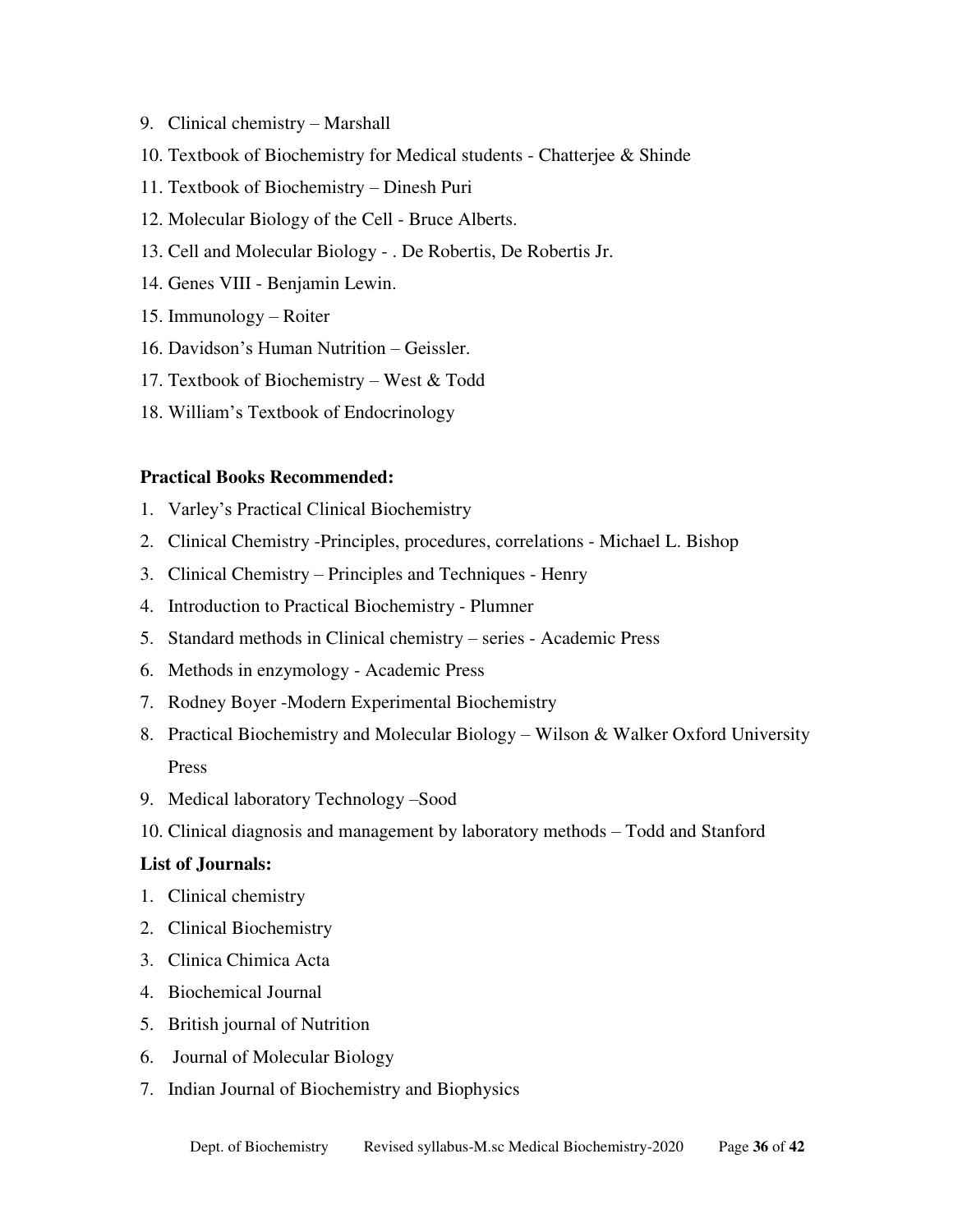9. Clinical chemistry – Marshall
10. Textbook of Biochemistry for Medical students - Chatterjee & Shinde
11. Textbook of Biochemistry – Dinesh Puri
12. Molecular Biology of the Cell - Bruce Alberts.
13. Cell and Molecular Biology - . De Robertis, De Robertis Jr.
14. Genes VIII - Benjamin Lewin.
15. Immunology – Roiter
16. Davidson's Human Nutrition – Geissler.
17. Textbook of Biochemistry – West & Todd
18. William's Textbook of Endocrinology

**Practical Books Recommended:**

1. Varley's Practical Clinical Biochemistry
2. Clinical Chemistry -Principles, procedures, correlations - Michael L. Bishop
3. Clinical Chemistry – Principles and Techniques - Henry
4. Introduction to Practical Biochemistry - Plumner
5. Standard methods in Clinical chemistry – series - Academic Press
6. Methods in enzymology - Academic Press
7. Rodney Boyer -Modern Experimental Biochemistry
8. Practical Biochemistry and Molecular Biology – Wilson & Walker Oxford University Press
9. Medical laboratory Technology –Sood
10. Clinical diagnosis and management by laboratory methods – Todd and Stanford

**List of Journals:**

1. Clinical chemistry
2. Clinical Biochemistry
3. Clinica Chimica Acta
4. Biochemical Journal
5. British journal of Nutrition
6. Journal of Molecular Biology
7. Indian Journal of Biochemistry and Biophysics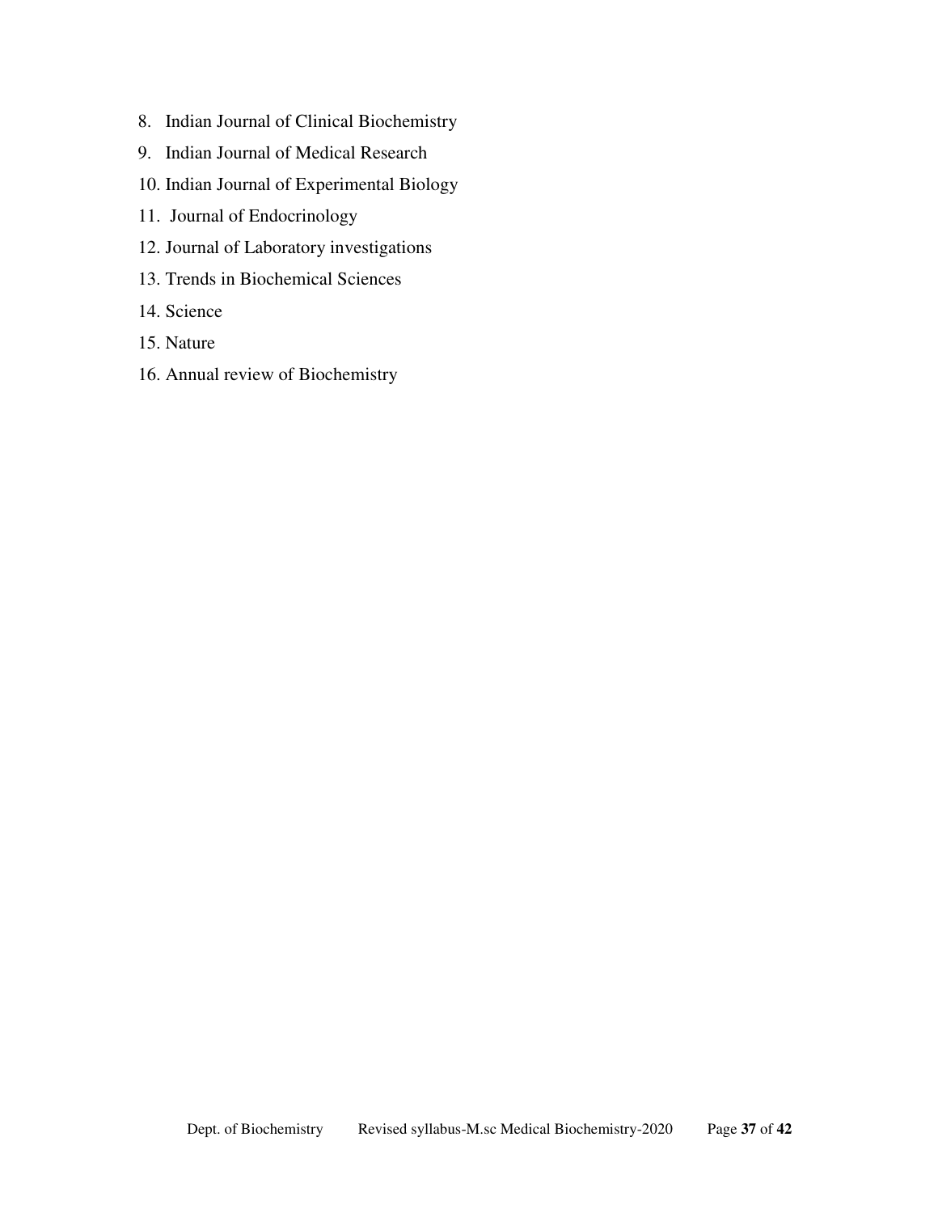8. Indian Journal of Clinical Biochemistry
9. Indian Journal of Medical Research
10. Indian Journal of Experimental Biology
11. Journal of Endocrinology
12. Journal of Laboratory investigations
13. Trends in Biochemical Sciences
14. Science
15. Nature
16. Annual review of Biochemistry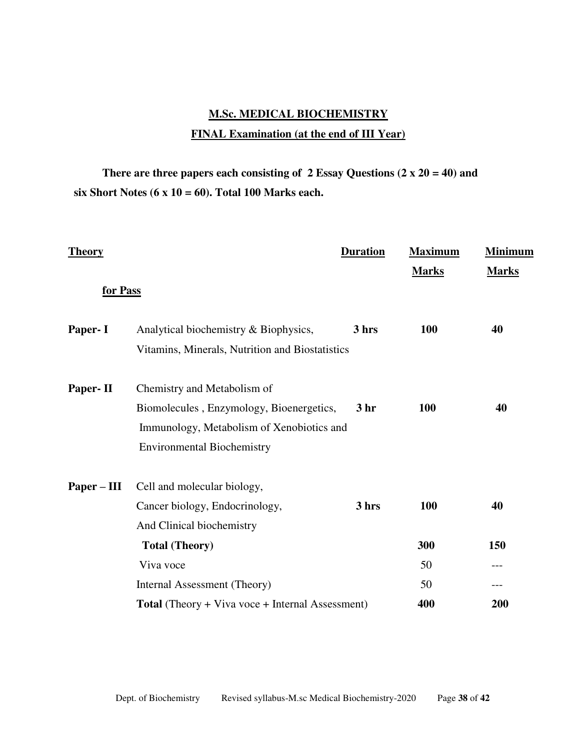**M.Sc. MEDICAL BIOCHEMISTRY**

**FINAL Examination (at the end of III Year)**

**There are three papers each consisting of 2 Essay Questions (2 x 20 = 40) and six Short Notes (6 x 10 = 60). Total 100 Marks each.**

| **Theory** | | **Duration** | **Maximum Marks** | **Minimum Marks for Pass** |
|---|---|---|---|---|
| **Paper- I** | Analytical biochemistry & Biophysics, Vitamins, Minerals, Nutrition and Biostatistics | **3 hrs** | **100** | **40** |
| **Paper- II** | Chemistry and Metabolism of Biomolecules , Enzymology, Bioenergetics, Immunology, Metabolism of Xenobiotics and Environmental Biochemistry | **3 hr** | **100** | **40** |
| **Paper – III** | Cell and molecular biology, Cancer biology, Endocrinology, And Clinical biochemistry | **3 hrs** | **100** | **40** |
| | **Total (Theory)** | | **300** | **150** |
| | Viva voce | | 50 | --- |
| | Internal Assessment (Theory) | | 50 | --- |
| | **Total** (Theory + Viva voce + Internal Assessment) | | **400** | **200** |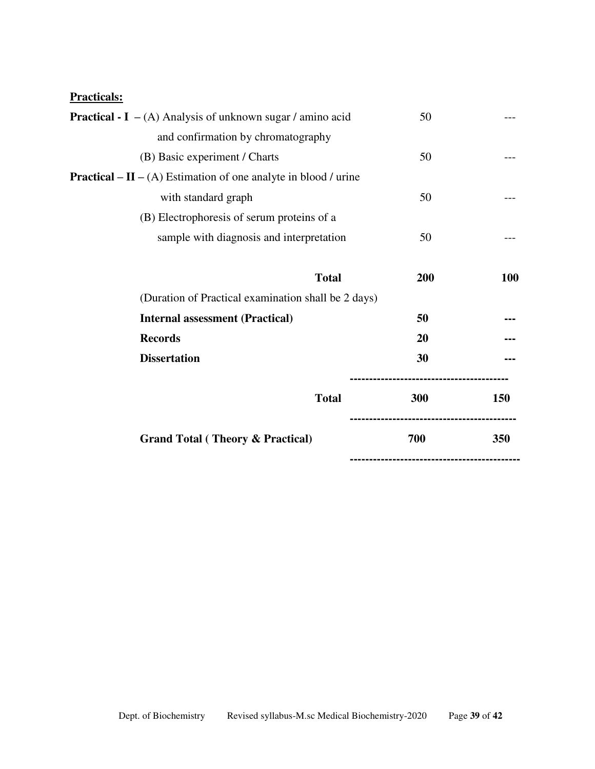**Practicals:**

| | | |
|---|---|---|
| **Practical - I** – (A) Analysis of unknown sugar / amino acid and confirmation by chromatography | 50 | --- |
| (B) Basic experiment / Charts | 50 | --- |
| **Practical – II** – (A) Estimation of one analyte in blood / urine with standard graph | 50 | --- |
| (B) Electrophoresis of serum proteins of a sample with diagnosis and interpretation | 50 | --- |
| **Total** | **200** | **100** |
| (Duration of Practical examination shall be 2 days) | | |
| **Internal assessment (Practical)** | **50** | **---** |
| **Records** | **20** | **---** |
| **Dissertation** | **30** | **---** |
| **Total** | **300** | **150** |
| **Grand Total ( Theory & Practical)** | **700** | **350** |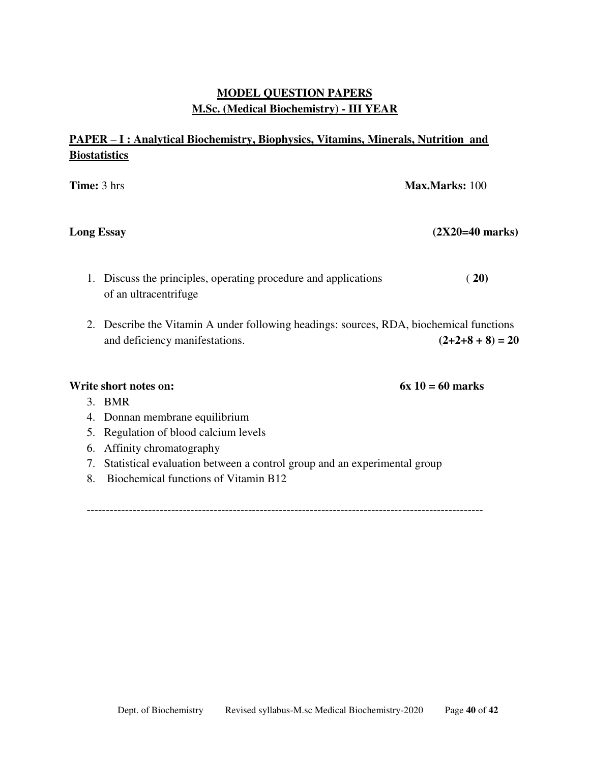## MODEL QUESTION PAPERS
## M.Sc. (Medical Biochemistry) - III YEAR

### PAPER – I : Analytical Biochemistry, Biophysics, Vitamins, Minerals, Nutrition and Biostatistics

**Time:** 3 hrs **Max.Marks:** 100

**Long Essay** **(2X20=40 marks)**

1. Discuss the principles, operating procedure and applications of an ultracentrifuge ( **20**)
2. Describe the Vitamin A under following headings: sources, RDA, biochemical functions and deficiency manifestations. **(2+2+8 + 8) = 20**

**Write short notes on:** **6x 10 = 60 marks**

3. BMR
4. Donnan membrane equilibrium
5. Regulation of blood calcium levels
6. Affinity chromatography
7. Statistical evaluation between a control group and an experimental group
8. Biochemical functions of Vitamin B12

---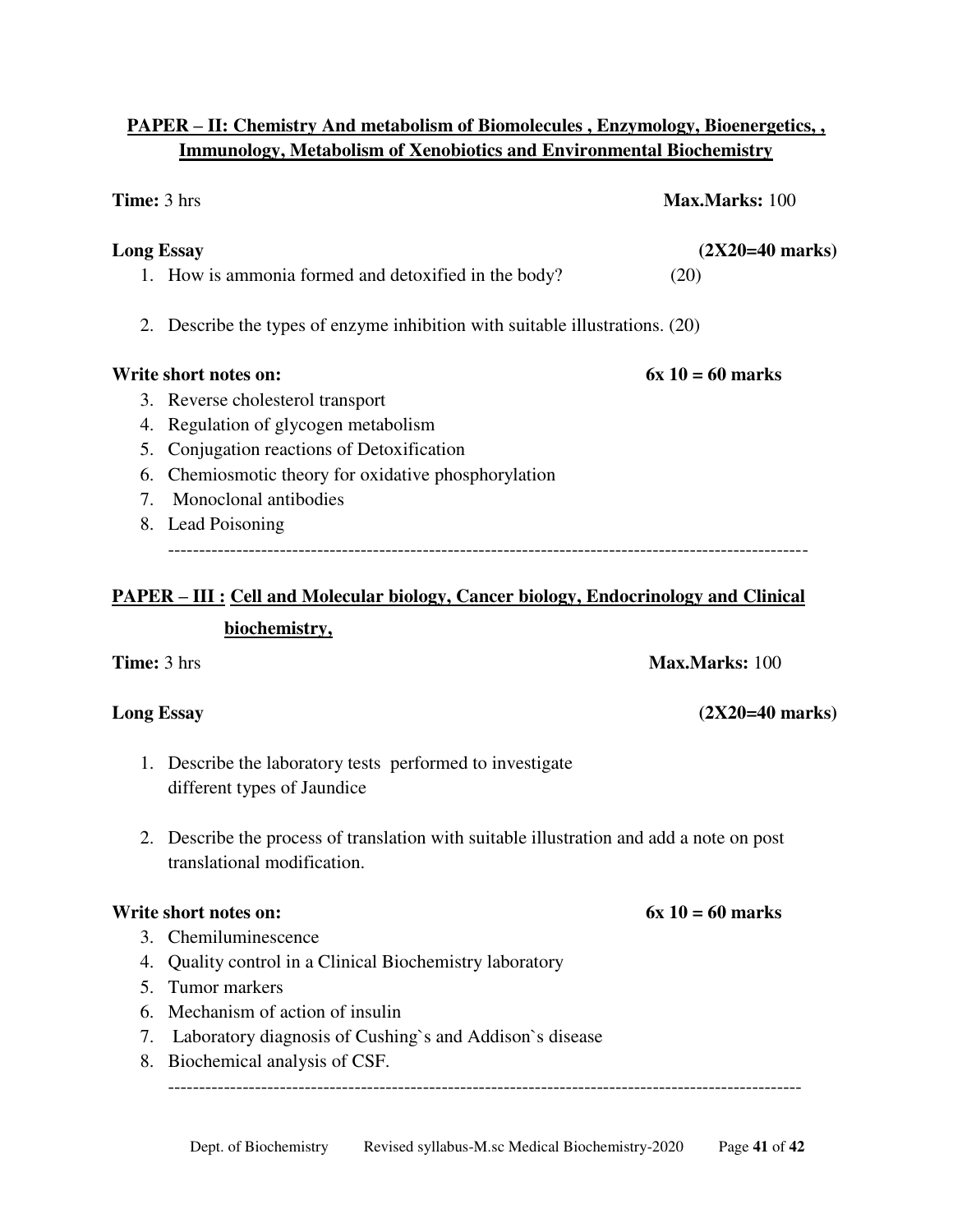**PAPER – II: Chemistry And metabolism of Biomolecules , Enzymology, Bioenergetics, , Immunology, Metabolism of Xenobiotics and Environmental Biochemistry**

**Time:** 3 hrs **Max.Marks:** 100

**Long Essay** **(2X20=40 marks)**

1. How is ammonia formed and detoxified in the body? (20)
2. Describe the types of enzyme inhibition with suitable illustrations. (20)

**Write short notes on:** **6x 10 = 60 marks**

3. Reverse cholesterol transport
4. Regulation of glycogen metabolism
5. Conjugation reactions of Detoxification
6. Chemiosmotic theory for oxidative phosphorylation
7. Monoclonal antibodies
8. Lead Poisoning

---

**PAPER – III : Cell and Molecular biology, Cancer biology, Endocrinology and Clinical biochemistry,**

**Time:** 3 hrs **Max.Marks:** 100

**Long Essay** **(2X20=40 marks)**

1. Describe the laboratory tests performed to investigate different types of Jaundice
2. Describe the process of translation with suitable illustration and add a note on post translational modification.

**Write short notes on:** **6x 10 = 60 marks**

3. Chemiluminescence
4. Quality control in a Clinical Biochemistry laboratory
5. Tumor markers
6. Mechanism of action of insulin
7. Laboratory diagnosis of Cushing`s and Addison`s disease
8. Biochemical analysis of CSF.

---